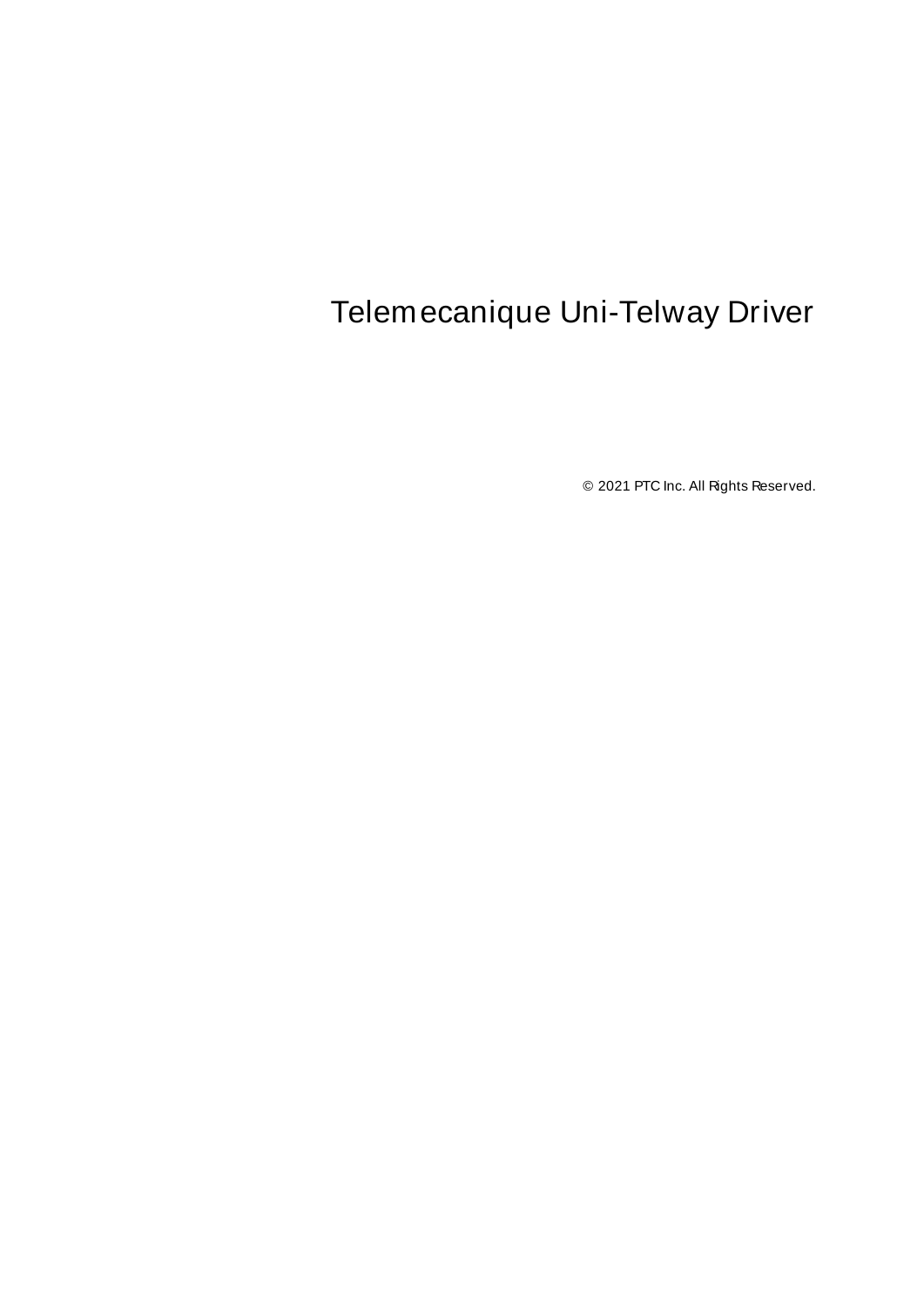# Telemecanique Uni-Telway Driver

© 2021 PTC Inc. All Rights Reserved.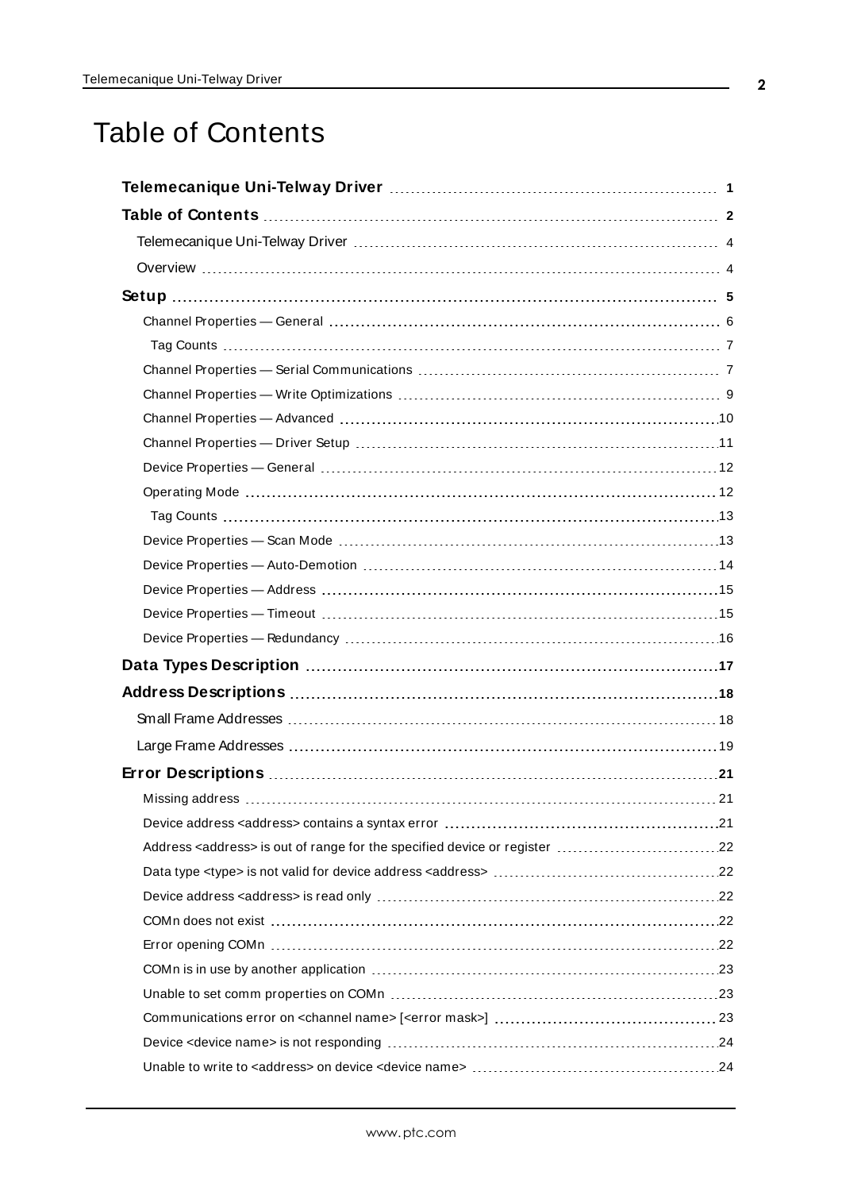# Table of Contents

**Telemecanique Uni-Telway Driver** 1

**Table of Contents** 2

- Telemecanique Uni-Telway Driver 4
- Overview 4

**Setup** 5

- Channel Properties — General 6
  - Tag Counts 7
- Channel Properties — Serial Communications 7
- Channel Properties — Write Optimizations 9
- Channel Properties — Advanced 10
- Channel Properties — Driver Setup 11
- Device Properties — General 12
- Operating Mode 12
  - Tag Counts 13
- Device Properties — Scan Mode 13
- Device Properties — Auto-Demotion 14
- Device Properties — Address 15
- Device Properties — Timeout 15
- Device Properties — Redundancy 16

**Data Types Description** 17

**Address Descriptions** 18

- Small Frame Addresses 18
- Large Frame Addresses 19

**Error Descriptions** 21

- Missing address 21
- Device address <address> contains a syntax error 21
- Address <address> is out of range for the specified device or register 22
- Data type <type> is not valid for device address <address> 22
- Device address <address> is read only 22
- COMn does not exist 22
- Error opening COMn 22
- COMn is in use by another application 23
- Unable to set comm properties on COMn 23
- Communications error on <channel name> [<error mask>] 23
- Device <device name> is not responding 24
- Unable to write to <address> on device <device name> 24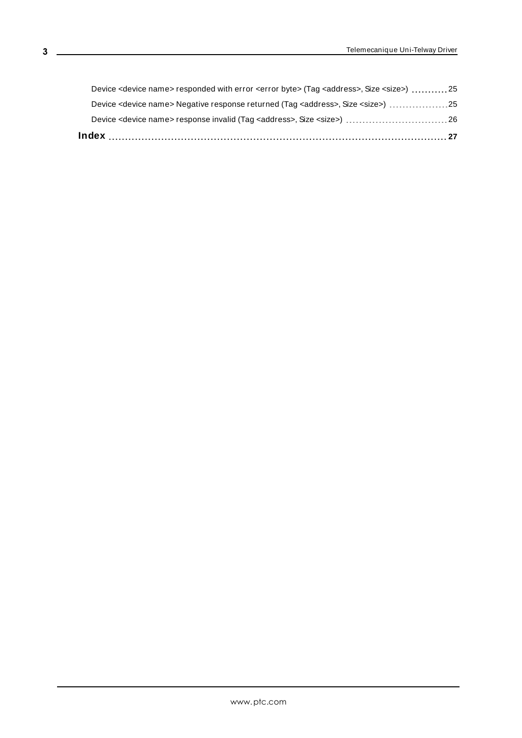Device <device name> responded with error <error byte> (Tag <address>, Size <size>) 25

Device <device name> Negative response returned (Tag <address>, Size <size>) 25

Device <device name> response invalid (Tag <address>, Size <size>) 26

**Index 27**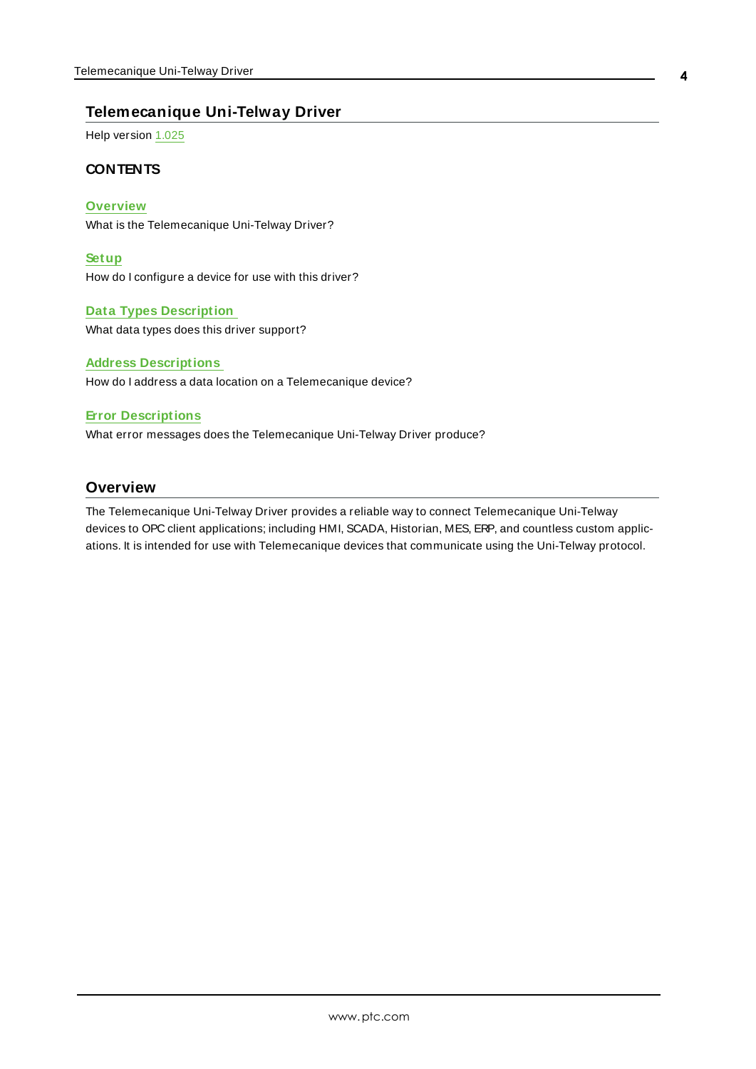# Telemecanique Uni-Telway Driver

Help version 1.025

## CONTENTS

**Overview**
What is the Telemecanique Uni-Telway Driver?

**Setup**
How do I configure a device for use with this driver?

**Data Types Description**
What data types does this driver support?

**Address Descriptions**
How do I address a data location on a Telemecanique device?

**Error Descriptions**
What error messages does the Telemecanique Uni-Telway Driver produce?

# Overview

The Telemecanique Uni-Telway Driver provides a reliable way to connect Telemecanique Uni-Telway devices to OPC client applications; including HMI, SCADA, Historian, MES, ERP, and countless custom applications. It is intended for use with Telemecanique devices that communicate using the Uni-Telway protocol.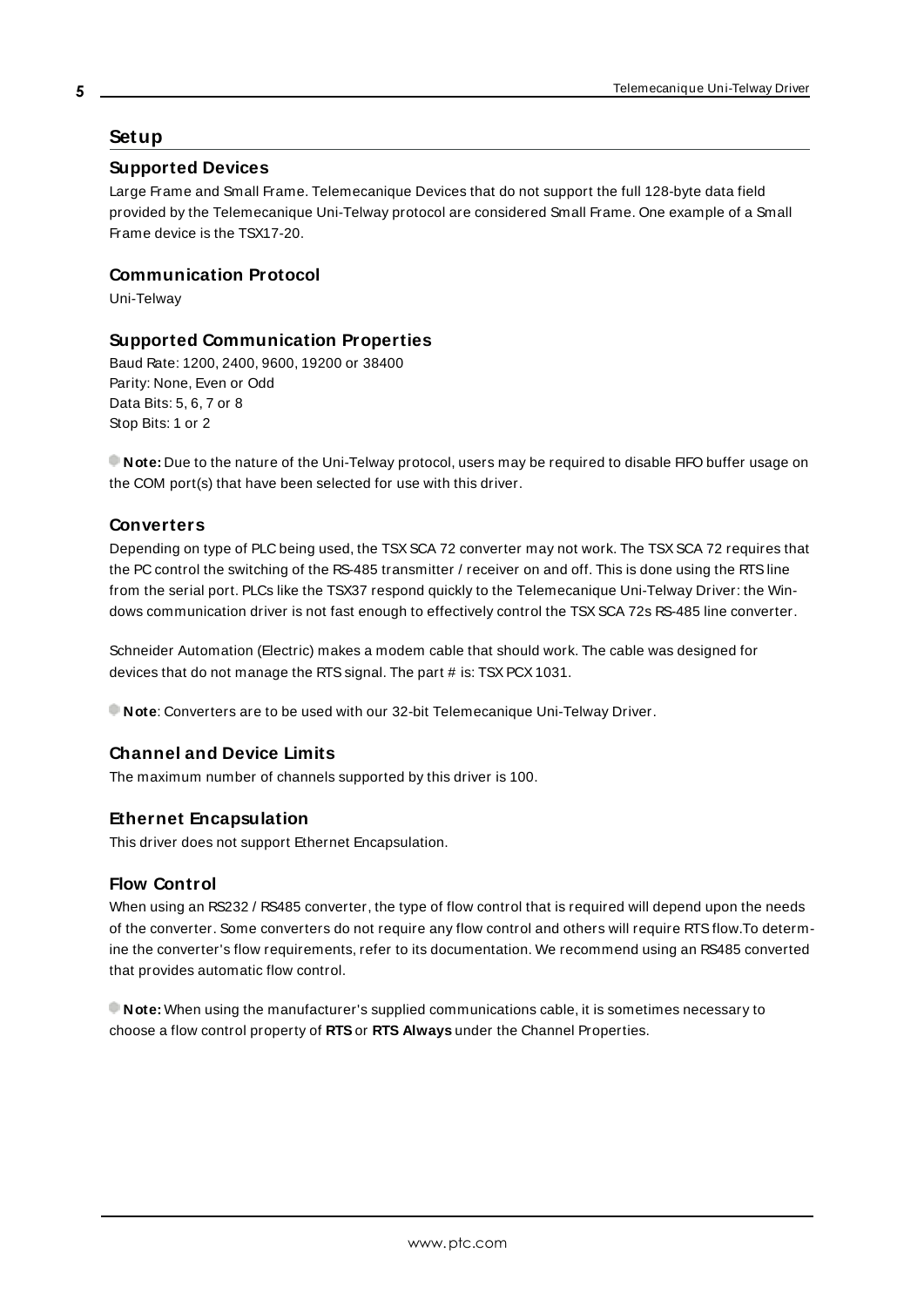# Setup

## Supported Devices

Large Frame and Small Frame. Telemecanique Devices that do not support the full 128-byte data field provided by the Telemecanique Uni-Telway protocol are considered Small Frame. One example of a Small Frame device is the TSX17-20.

## Communication Protocol

Uni-Telway

## Supported Communication Properties

Baud Rate: 1200, 2400, 9600, 19200 or 38400
Parity: None, Even or Odd
Data Bits: 5, 6, 7 or 8
Stop Bits: 1 or 2

**Note:** Due to the nature of the Uni-Telway protocol, users may be required to disable FIFO buffer usage on the COM port(s) that have been selected for use with this driver.

## Converters

Depending on type of PLC being used, the TSX SCA 72 converter may not work. The TSX SCA 72 requires that the PC control the switching of the RS-485 transmitter / receiver on and off. This is done using the RTS line from the serial port. PLCs like the TSX37 respond quickly to the Telemecanique Uni-Telway Driver: the Windows communication driver is not fast enough to effectively control the TSX SCA 72s RS-485 line converter.

Schneider Automation (Electric) makes a modem cable that should work. The cable was designed for devices that do not manage the RTS signal. The part # is: TSX PCX 1031.

**Note**: Converters are to be used with our 32-bit Telemecanique Uni-Telway Driver.

## Channel and Device Limits

The maximum number of channels supported by this driver is 100.

## Ethernet Encapsulation

This driver does not support Ethernet Encapsulation.

## Flow Control

When using an RS232 / RS485 converter, the type of flow control that is required will depend upon the needs of the converter. Some converters do not require any flow control and others will require RTS flow.To determine the converter's flow requirements, refer to its documentation. We recommend using an RS485 converted that provides automatic flow control.

**Note:** When using the manufacturer's supplied communications cable, it is sometimes necessary to choose a flow control property of **RTS** or **RTS Always** under the Channel Properties.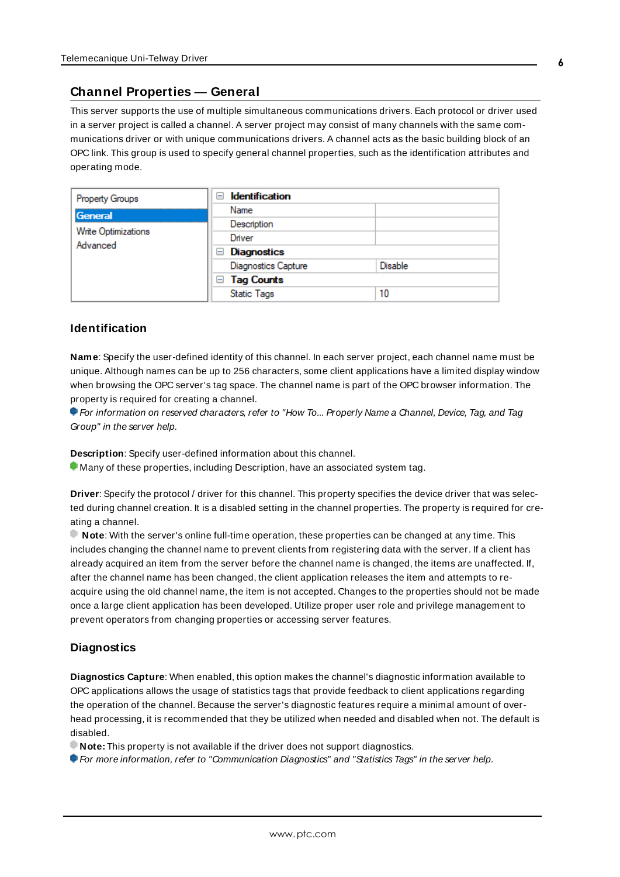## Channel Properties — General

This server supports the use of multiple simultaneous communications drivers. Each protocol or driver used in a server project is called a channel. A server project may consist of many channels with the same communications driver or with unique communications drivers. A channel acts as the basic building block of an OPC link. This group is used to specify general channel properties, such as the identification attributes and operating mode.

| Property Groups | Property | Value |
|---|---|---|
| **General** | **Identification** | |
| Write Optimizations | Name | |
| Advanced | Description | |
| | Driver | |
| | **Diagnostics** | |
| | Diagnostics Capture | Disable |
| | **Tag Counts** | |
| | Static Tags | 10 |

### Identification

**Name**: Specify the user-defined identity of this channel. In each server project, each channel name must be unique. Although names can be up to 256 characters, some client applications have a limited display window when browsing the OPC server's tag space. The channel name is part of the OPC browser information. The property is required for creating a channel.

*For information on reserved characters, refer to "How To... Properly Name a Channel, Device, Tag, and Tag Group" in the server help.*

**Description**: Specify user-defined information about this channel.

Many of these properties, including Description, have an associated system tag.

**Driver**: Specify the protocol / driver for this channel. This property specifies the device driver that was selected during channel creation. It is a disabled setting in the channel properties. The property is required for creating a channel.

**Note**: With the server's online full-time operation, these properties can be changed at any time. This includes changing the channel name to prevent clients from registering data with the server. If a client has already acquired an item from the server before the channel name is changed, the items are unaffected. If, after the channel name has been changed, the client application releases the item and attempts to re-acquire using the old channel name, the item is not accepted. Changes to the properties should not be made once a large client application has been developed. Utilize proper user role and privilege management to prevent operators from changing properties or accessing server features.

### Diagnostics

**Diagnostics Capture**: When enabled, this option makes the channel's diagnostic information available to OPC applications allows the usage of statistics tags that provide feedback to client applications regarding the operation of the channel. Because the server's diagnostic features require a minimal amount of overhead processing, it is recommended that they be utilized when needed and disabled when not. The default is disabled.

**Note:** This property is not available if the driver does not support diagnostics.

*For more information, refer to "Communication Diagnostics" and "Statistics Tags" in the server help.*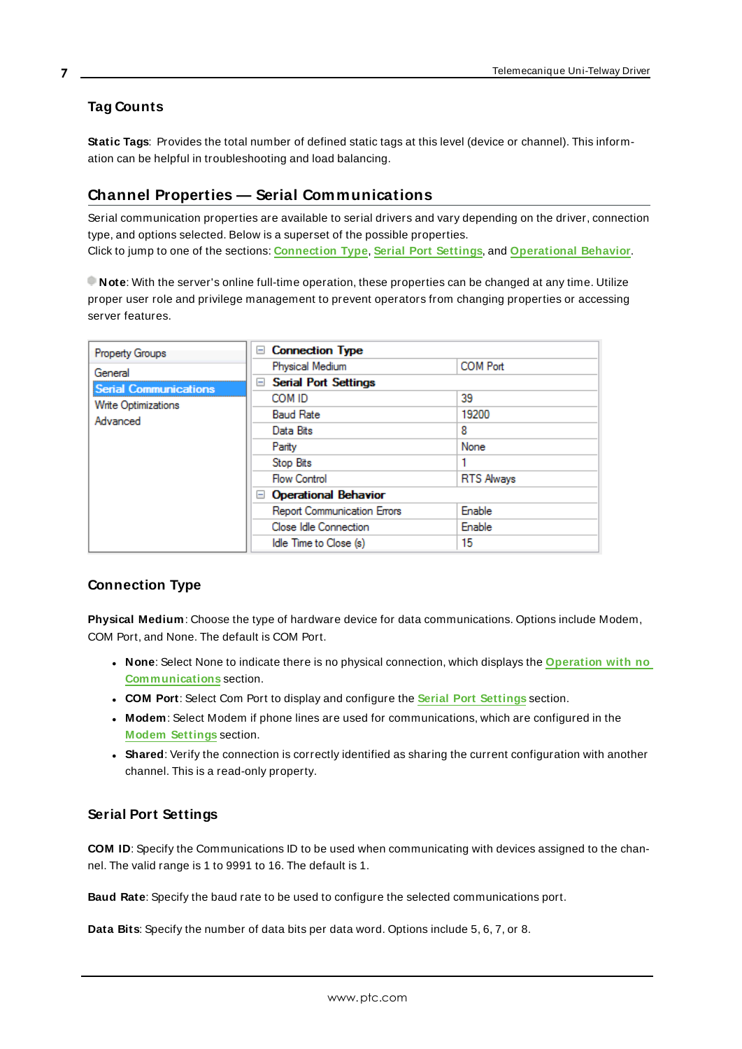### Tag Counts

**Static Tags**: Provides the total number of defined static tags at this level (device or channel). This information can be helpful in troubleshooting and load balancing.

## Channel Properties — Serial Communications

Serial communication properties are available to serial drivers and vary depending on the driver, connection type, and options selected. Below is a superset of the possible properties.
Click to jump to one of the sections: Connection Type, Serial Port Settings, and Operational Behavior.

**Note**: With the server's online full-time operation, these properties can be changed at any time. Utilize proper user role and privilege management to prevent operators from changing properties or accessing server features.

| Property Groups | | |
|---|---|---|
| General | **Connection Type** | |
| **Serial Communications** | Physical Medium | COM Port |
| Write Optimizations | **Serial Port Settings** | |
| Advanced | COM ID | 39 |
| | Baud Rate | 19200 |
| | Data Bits | 8 |
| | Parity | None |
| | Stop Bits | 1 |
| | Flow Control | RTS Always |
| | **Operational Behavior** | |
| | Report Communication Errors | Enable |
| | Close Idle Connection | Enable |
| | Idle Time to Close (s) | 15 |

### Connection Type

**Physical Medium**: Choose the type of hardware device for data communications. Options include Modem, COM Port, and None. The default is COM Port.

- **None**: Select None to indicate there is no physical connection, which displays the Operation with no Communications section.
- **COM Port**: Select Com Port to display and configure the Serial Port Settings section.
- **Modem**: Select Modem if phone lines are used for communications, which are configured in the Modem Settings section.
- **Shared**: Verify the connection is correctly identified as sharing the current configuration with another channel. This is a read-only property.

### Serial Port Settings

**COM ID**: Specify the Communications ID to be used when communicating with devices assigned to the channel. The valid range is 1 to 9991 to 16. The default is 1.

**Baud Rate**: Specify the baud rate to be used to configure the selected communications port.

**Data Bits**: Specify the number of data bits per data word. Options include 5, 6, 7, or 8.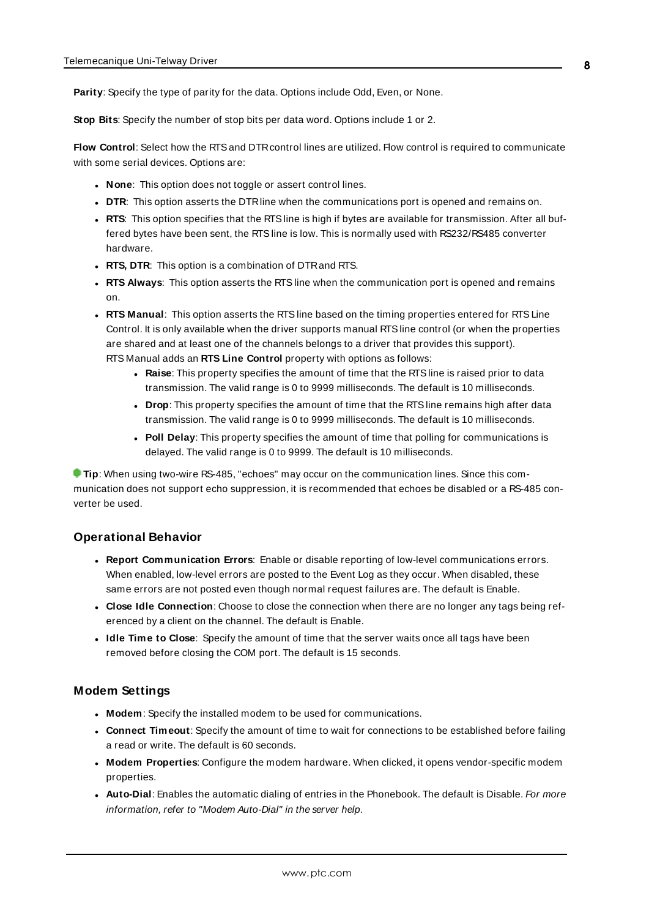**Parity**: Specify the type of parity for the data. Options include Odd, Even, or None.

**Stop Bits**: Specify the number of stop bits per data word. Options include 1 or 2.

**Flow Control**: Select how the RTS and DTR control lines are utilized. Flow control is required to communicate with some serial devices. Options are:

- **None**: This option does not toggle or assert control lines.
- **DTR**: This option asserts the DTR line when the communications port is opened and remains on.
- **RTS**: This option specifies that the RTS line is high if bytes are available for transmission. After all buffered bytes have been sent, the RTS line is low. This is normally used with RS232/RS485 converter hardware.
- **RTS, DTR**: This option is a combination of DTR and RTS.
- **RTS Always**: This option asserts the RTS line when the communication port is opened and remains on.
- **RTS Manual**: This option asserts the RTS line based on the timing properties entered for RTS Line Control. It is only available when the driver supports manual RTS line control (or when the properties are shared and at least one of the channels belongs to a driver that provides this support). RTS Manual adds an **RTS Line Control** property with options as follows:
  - **Raise**: This property specifies the amount of time that the RTS line is raised prior to data transmission. The valid range is 0 to 9999 milliseconds. The default is 10 milliseconds.
  - **Drop**: This property specifies the amount of time that the RTS line remains high after data transmission. The valid range is 0 to 9999 milliseconds. The default is 10 milliseconds.
  - **Poll Delay**: This property specifies the amount of time that polling for communications is delayed. The valid range is 0 to 9999. The default is 10 milliseconds.

**Tip**: When using two-wire RS-485, "echoes" may occur on the communication lines. Since this communication does not support echo suppression, it is recommended that echoes be disabled or a RS-485 converter be used.

### Operational Behavior

- **Report Communication Errors**: Enable or disable reporting of low-level communications errors. When enabled, low-level errors are posted to the Event Log as they occur. When disabled, these same errors are not posted even though normal request failures are. The default is Enable.
- **Close Idle Connection**: Choose to close the connection when there are no longer any tags being referenced by a client on the channel. The default is Enable.
- **Idle Time to Close**: Specify the amount of time that the server waits once all tags have been removed before closing the COM port. The default is 15 seconds.

### Modem Settings

- **Modem**: Specify the installed modem to be used for communications.
- **Connect Timeout**: Specify the amount of time to wait for connections to be established before failing a read or write. The default is 60 seconds.
- **Modem Properties**: Configure the modem hardware. When clicked, it opens vendor-specific modem properties.
- **Auto-Dial**: Enables the automatic dialing of entries in the Phonebook. The default is Disable. *For more information, refer to "Modem Auto-Dial" in the server help.*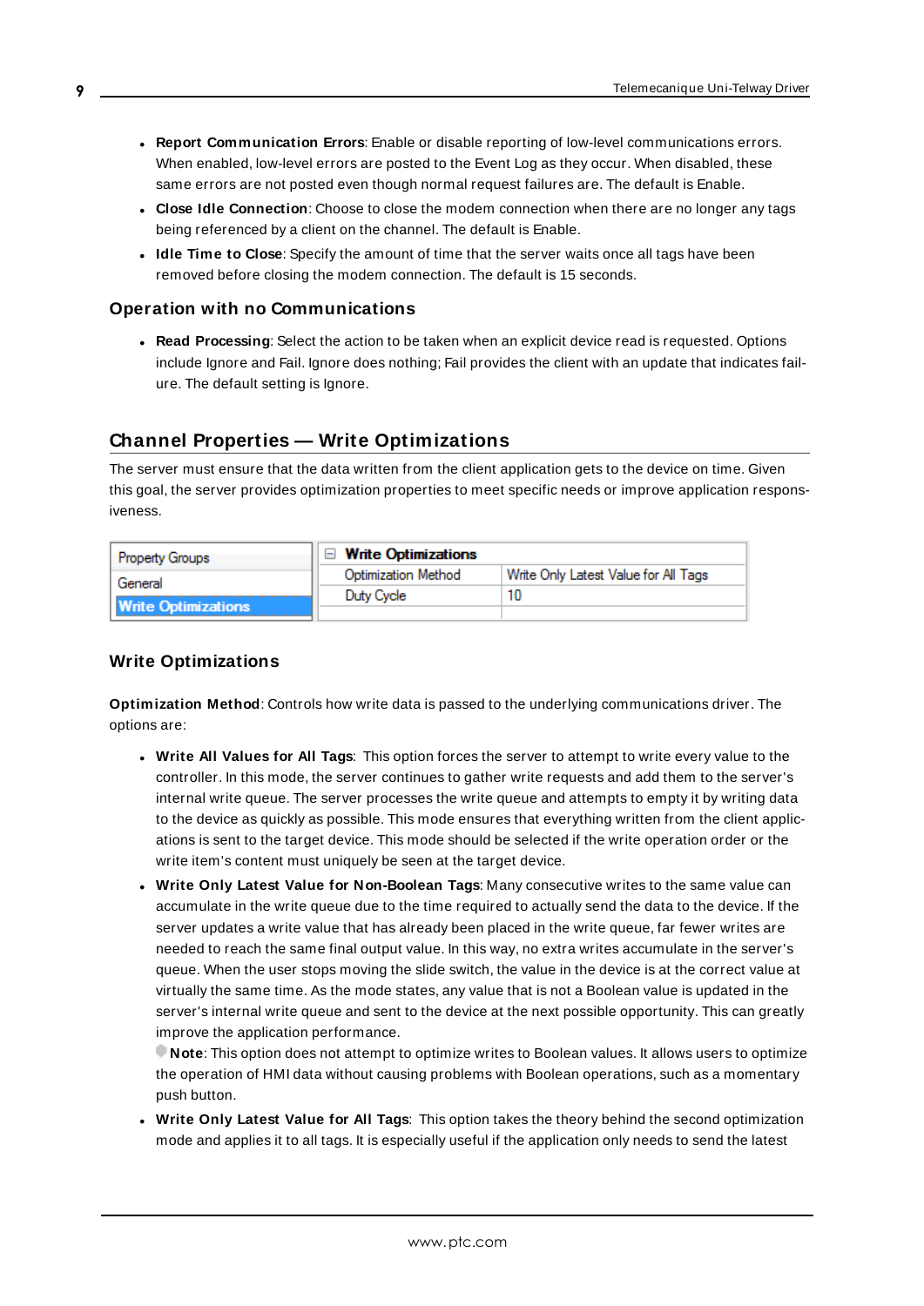- **Report Communication Errors**: Enable or disable reporting of low-level communications errors. When enabled, low-level errors are posted to the Event Log as they occur. When disabled, these same errors are not posted even though normal request failures are. The default is Enable.
- **Close Idle Connection**: Choose to close the modem connection when there are no longer any tags being referenced by a client on the channel. The default is Enable.
- **Idle Time to Close**: Specify the amount of time that the server waits once all tags have been removed before closing the modem connection. The default is 15 seconds.

### Operation with no Communications

- **Read Processing**: Select the action to be taken when an explicit device read is requested. Options include Ignore and Fail. Ignore does nothing; Fail provides the client with an update that indicates failure. The default setting is Ignore.

## Channel Properties — Write Optimizations

The server must ensure that the data written from the client application gets to the device on time. Given this goal, the server provides optimization properties to meet specific needs or improve application responsiveness.

| Property Groups | Write Optimizations | |
|---|---|---|
| General | Optimization Method | Write Only Latest Value for All Tags |
| Write Optimizations | Duty Cycle | 10 |

### Write Optimizations

**Optimization Method**: Controls how write data is passed to the underlying communications driver. The options are:

- **Write All Values for All Tags**: This option forces the server to attempt to write every value to the controller. In this mode, the server continues to gather write requests and add them to the server's internal write queue. The server processes the write queue and attempts to empty it by writing data to the device as quickly as possible. This mode ensures that everything written from the client applications is sent to the target device. This mode should be selected if the write operation order or the write item's content must uniquely be seen at the target device.
- **Write Only Latest Value for Non-Boolean Tags**: Many consecutive writes to the same value can accumulate in the write queue due to the time required to actually send the data to the device. If the server updates a write value that has already been placed in the write queue, far fewer writes are needed to reach the same final output value. In this way, no extra writes accumulate in the server's queue. When the user stops moving the slide switch, the value in the device is at the correct value at virtually the same time. As the mode states, any value that is not a Boolean value is updated in the server's internal write queue and sent to the device at the next possible opportunity. This can greatly improve the application performance.
  **Note**: This option does not attempt to optimize writes to Boolean values. It allows users to optimize the operation of HMI data without causing problems with Boolean operations, such as a momentary push button.
- **Write Only Latest Value for All Tags**: This option takes the theory behind the second optimization mode and applies it to all tags. It is especially useful if the application only needs to send the latest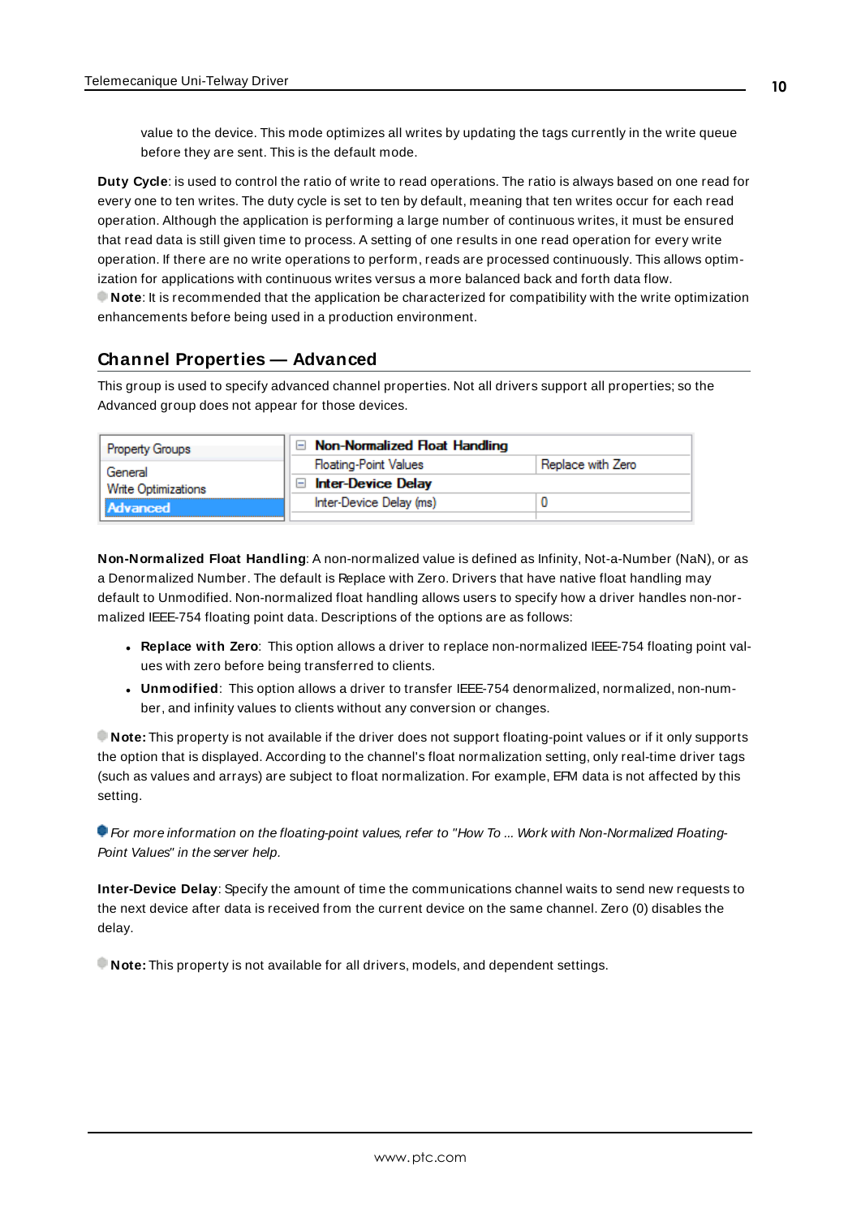value to the device. This mode optimizes all writes by updating the tags currently in the write queue before they are sent. This is the default mode.

**Duty Cycle**: is used to control the ratio of write to read operations. The ratio is always based on one read for every one to ten writes. The duty cycle is set to ten by default, meaning that ten writes occur for each read operation. Although the application is performing a large number of continuous writes, it must be ensured that read data is still given time to process. A setting of one results in one read operation for every write operation. If there are no write operations to perform, reads are processed continuously. This allows optimization for applications with continuous writes versus a more balanced back and forth data flow.
**Note**: It is recommended that the application be characterized for compatibility with the write optimization enhancements before being used in a production environment.

## Channel Properties — Advanced

This group is used to specify advanced channel properties. Not all drivers support all properties; so the Advanced group does not appear for those devices.

| Property Groups | | |
|---|---|---|
| General | **Non-Normalized Float Handling** | |
| Write Optimizations | Floating-Point Values | Replace with Zero |
| **Advanced** | **Inter-Device Delay** | |
| | Inter-Device Delay (ms) | 0 |

**Non-Normalized Float Handling**: A non-normalized value is defined as Infinity, Not-a-Number (NaN), or as a Denormalized Number. The default is Replace with Zero. Drivers that have native float handling may default to Unmodified. Non-normalized float handling allows users to specify how a driver handles non-normalized IEEE-754 floating point data. Descriptions of the options are as follows:

- **Replace with Zero**: This option allows a driver to replace non-normalized IEEE-754 floating point values with zero before being transferred to clients.
- **Unmodified**: This option allows a driver to transfer IEEE-754 denormalized, normalized, non-number, and infinity values to clients without any conversion or changes.

**Note:** This property is not available if the driver does not support floating-point values or if it only supports the option that is displayed. According to the channel's float normalization setting, only real-time driver tags (such as values and arrays) are subject to float normalization. For example, EFM data is not affected by this setting.

*For more information on the floating-point values, refer to "How To ... Work with Non-Normalized Floating-Point Values" in the server help.*

**Inter-Device Delay**: Specify the amount of time the communications channel waits to send new requests to the next device after data is received from the current device on the same channel. Zero (0) disables the delay.

**Note:** This property is not available for all drivers, models, and dependent settings.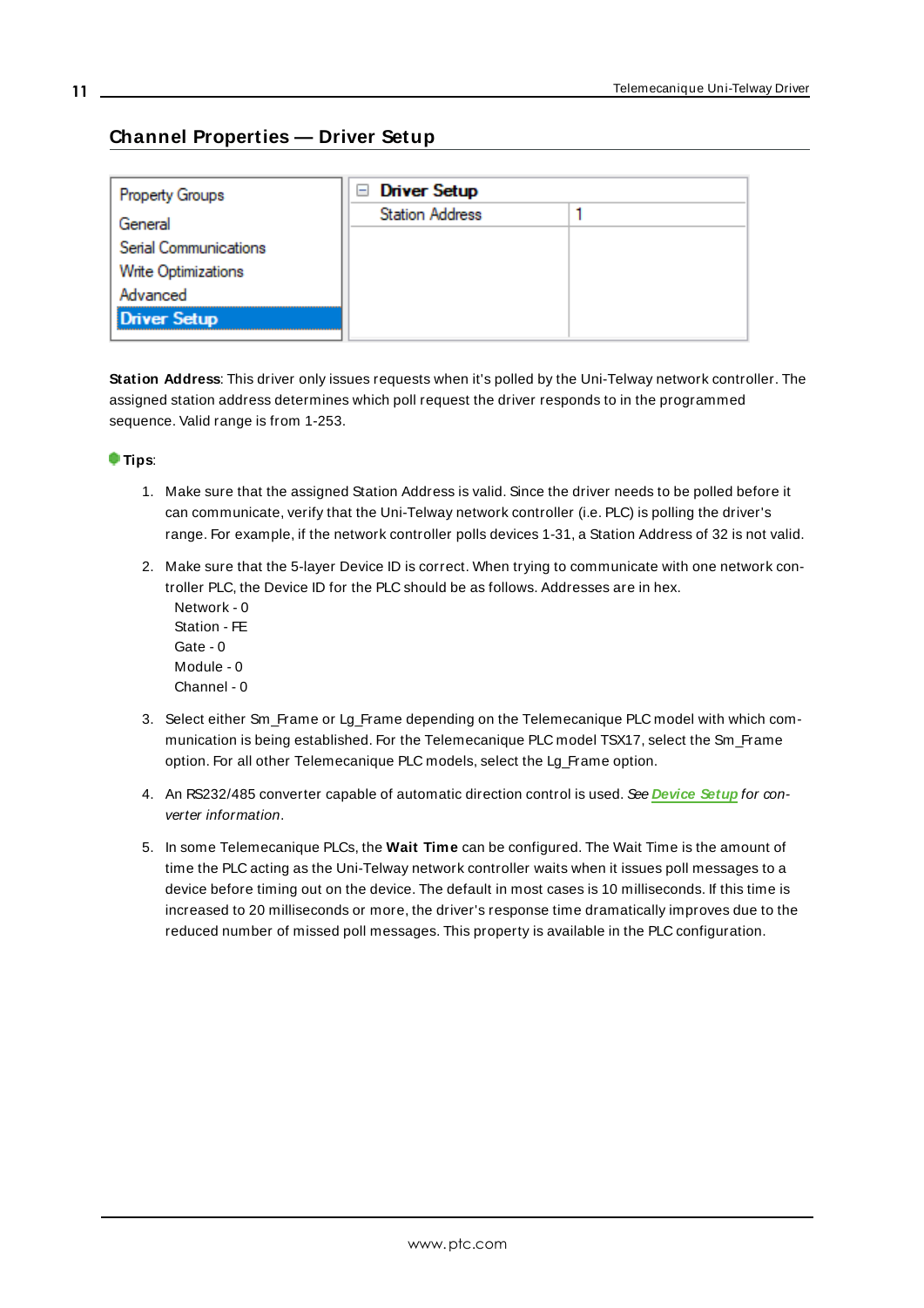## Channel Properties — Driver Setup

| Property Groups | Driver Setup | |
|---|---|---|
| General | Station Address | 1 |
| Serial Communications | | |
| Write Optimizations | | |
| Advanced | | |
| **Driver Setup** | | |

**Station Address**: This driver only issues requests when it's polled by the Uni-Telway network controller. The assigned station address determines which poll request the driver responds to in the programmed sequence. Valid range is from 1-253.

**Tips**:

1. Make sure that the assigned Station Address is valid. Since the driver needs to be polled before it can communicate, verify that the Uni-Telway network controller (i.e. PLC) is polling the driver's range. For example, if the network controller polls devices 1-31, a Station Address of 32 is not valid.

2. Make sure that the 5-layer Device ID is correct. When trying to communicate with one network controller PLC, the Device ID for the PLC should be as follows. Addresses are in hex.
   Network - 0
   Station - FE
   Gate - 0
   Module - 0
   Channel - 0

3. Select either Sm_Frame or Lg_Frame depending on the Telemecanique PLC model with which communication is being established. For the Telemecanique PLC model TSX17, select the Sm_Frame option. For all other Telemecanique PLC models, select the Lg_Frame option.

4. An RS232/485 converter capable of automatic direction control is used. *See* ***Device Setup*** *for converter information*.

5. In some Telemecanique PLCs, the **Wait Time** can be configured. The Wait Time is the amount of time the PLC acting as the Uni-Telway network controller waits when it issues poll messages to a device before timing out on the device. The default in most cases is 10 milliseconds. If this time is increased to 20 milliseconds or more, the driver's response time dramatically improves due to the reduced number of missed poll messages. This property is available in the PLC configuration.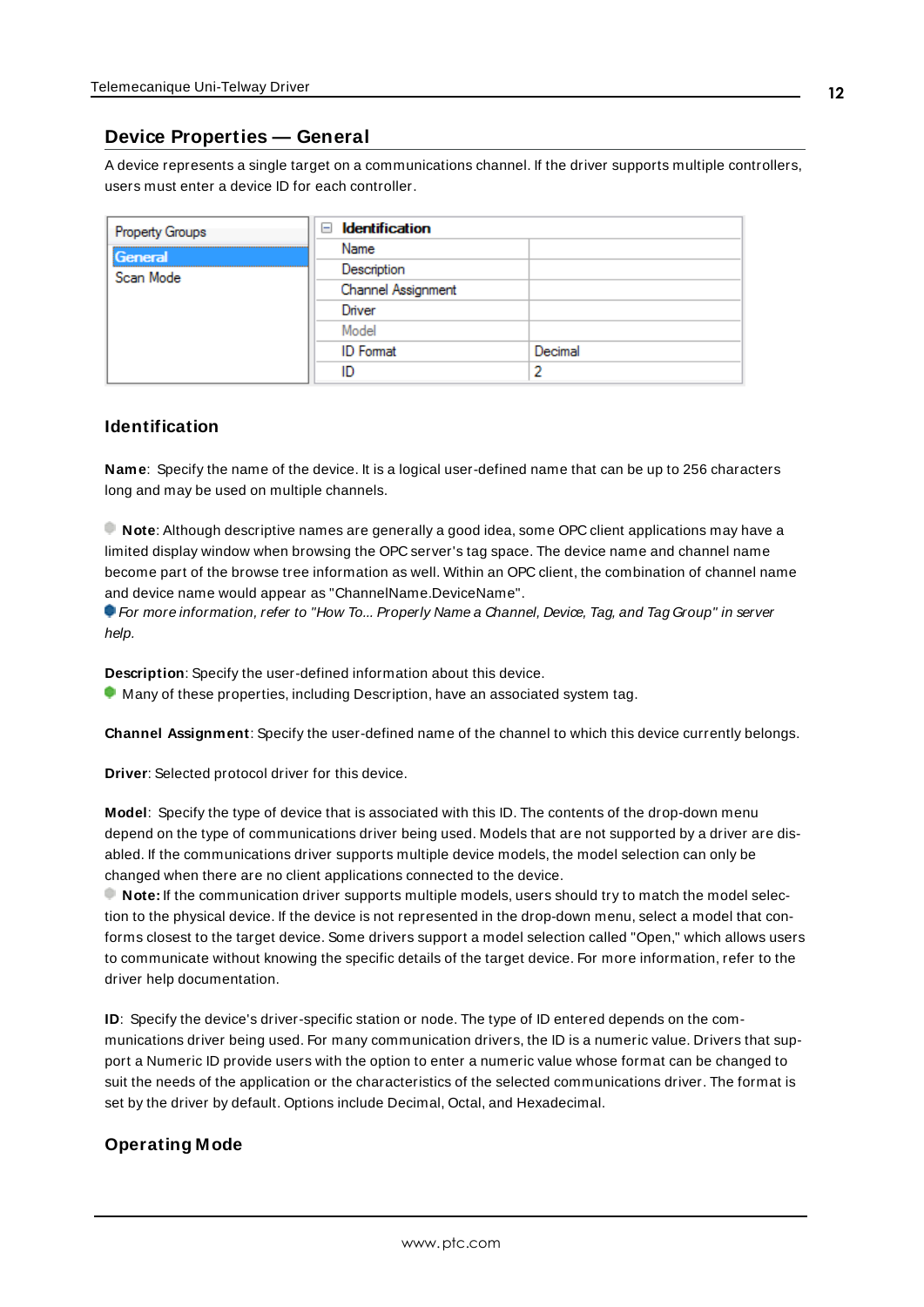## Device Properties — General

A device represents a single target on a communications channel. If the driver supports multiple controllers, users must enter a device ID for each controller.

| Property Groups | Identification | |
|---|---|---|
| General | Name | |
| Scan Mode | Description | |
| | Channel Assignment | |
| | Driver | |
| | Model | |
| | ID Format | Decimal |
| | ID | 2 |

### Identification

**Name**: Specify the name of the device. It is a logical user-defined name that can be up to 256 characters long and may be used on multiple channels.

**Note**: Although descriptive names are generally a good idea, some OPC client applications may have a limited display window when browsing the OPC server's tag space. The device name and channel name become part of the browse tree information as well. Within an OPC client, the combination of channel name and device name would appear as "ChannelName.DeviceName".

*For more information, refer to "How To... Properly Name a Channel, Device, Tag, and Tag Group" in server help.*

**Description**: Specify the user-defined information about this device.

Many of these properties, including Description, have an associated system tag.

**Channel Assignment**: Specify the user-defined name of the channel to which this device currently belongs.

**Driver**: Selected protocol driver for this device.

**Model**: Specify the type of device that is associated with this ID. The contents of the drop-down menu depend on the type of communications driver being used. Models that are not supported by a driver are disabled. If the communications driver supports multiple device models, the model selection can only be changed when there are no client applications connected to the device.

**Note:** If the communication driver supports multiple models, users should try to match the model selection to the physical device. If the device is not represented in the drop-down menu, select a model that conforms closest to the target device. Some drivers support a model selection called "Open," which allows users to communicate without knowing the specific details of the target device. For more information, refer to the driver help documentation.

**ID**: Specify the device's driver-specific station or node. The type of ID entered depends on the communications driver being used. For many communication drivers, the ID is a numeric value. Drivers that support a Numeric ID provide users with the option to enter a numeric value whose format can be changed to suit the needs of the application or the characteristics of the selected communications driver. The format is set by the driver by default. Options include Decimal, Octal, and Hexadecimal.

### Operating Mode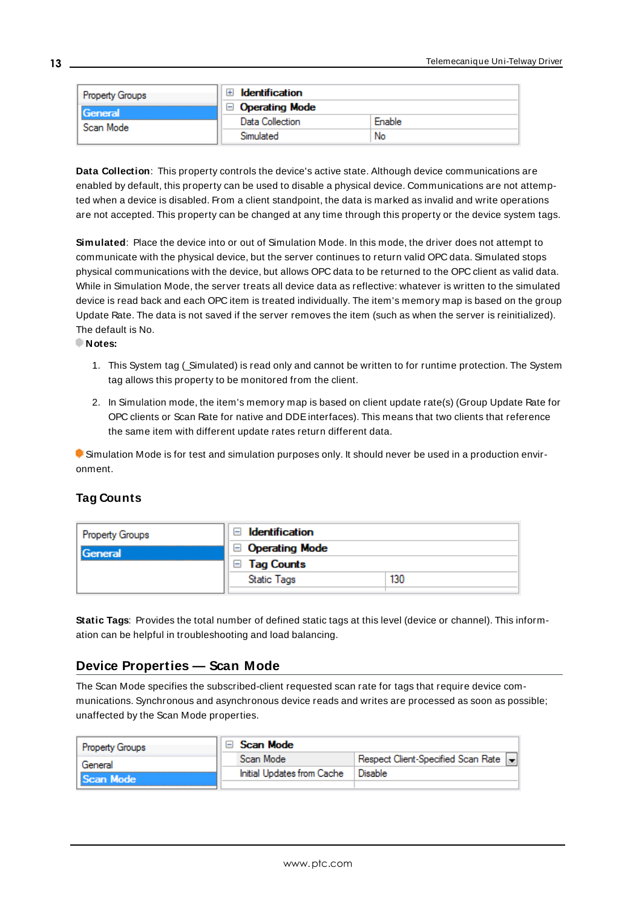| Property Groups | ⊞ Identification | |
|---|---|---|
| General | ⊟ Operating Mode | |
| Scan Mode | Data Collection | Enable |
| | Simulated | No |

**Data Collection**: This property controls the device's active state. Although device communications are enabled by default, this property can be used to disable a physical device. Communications are not attempted when a device is disabled. From a client standpoint, the data is marked as invalid and write operations are not accepted. This property can be changed at any time through this property or the device system tags.

**Simulated**: Place the device into or out of Simulation Mode. In this mode, the driver does not attempt to communicate with the physical device, but the server continues to return valid OPC data. Simulated stops physical communications with the device, but allows OPC data to be returned to the OPC client as valid data. While in Simulation Mode, the server treats all device data as reflective: whatever is written to the simulated device is read back and each OPC item is treated individually. The item's memory map is based on the group Update Rate. The data is not saved if the server removes the item (such as when the server is reinitialized). The default is No.

**Notes:**

1. This System tag (_Simulated) is read only and cannot be written to for runtime protection. The System tag allows this property to be monitored from the client.
2. In Simulation mode, the item's memory map is based on client update rate(s) (Group Update Rate for OPC clients or Scan Rate for native and DDE interfaces). This means that two clients that reference the same item with different update rates return different data.

Simulation Mode is for test and simulation purposes only. It should never be used in a production environment.

### Tag Counts

| Property Groups | ⊟ Identification | |
|---|---|---|
| General | ⊟ Operating Mode | |
| | ⊟ Tag Counts | |
| | Static Tags | 130 |

**Static Tags**: Provides the total number of defined static tags at this level (device or channel). This information can be helpful in troubleshooting and load balancing.

## Device Properties — Scan Mode

The Scan Mode specifies the subscribed-client requested scan rate for tags that require device communications. Synchronous and asynchronous device reads and writes are processed as soon as possible; unaffected by the Scan Mode properties.

| Property Groups | ⊟ Scan Mode | |
|---|---|---|
| General | Scan Mode | Respect Client-Specified Scan Rate |
| Scan Mode | Initial Updates from Cache | Disable |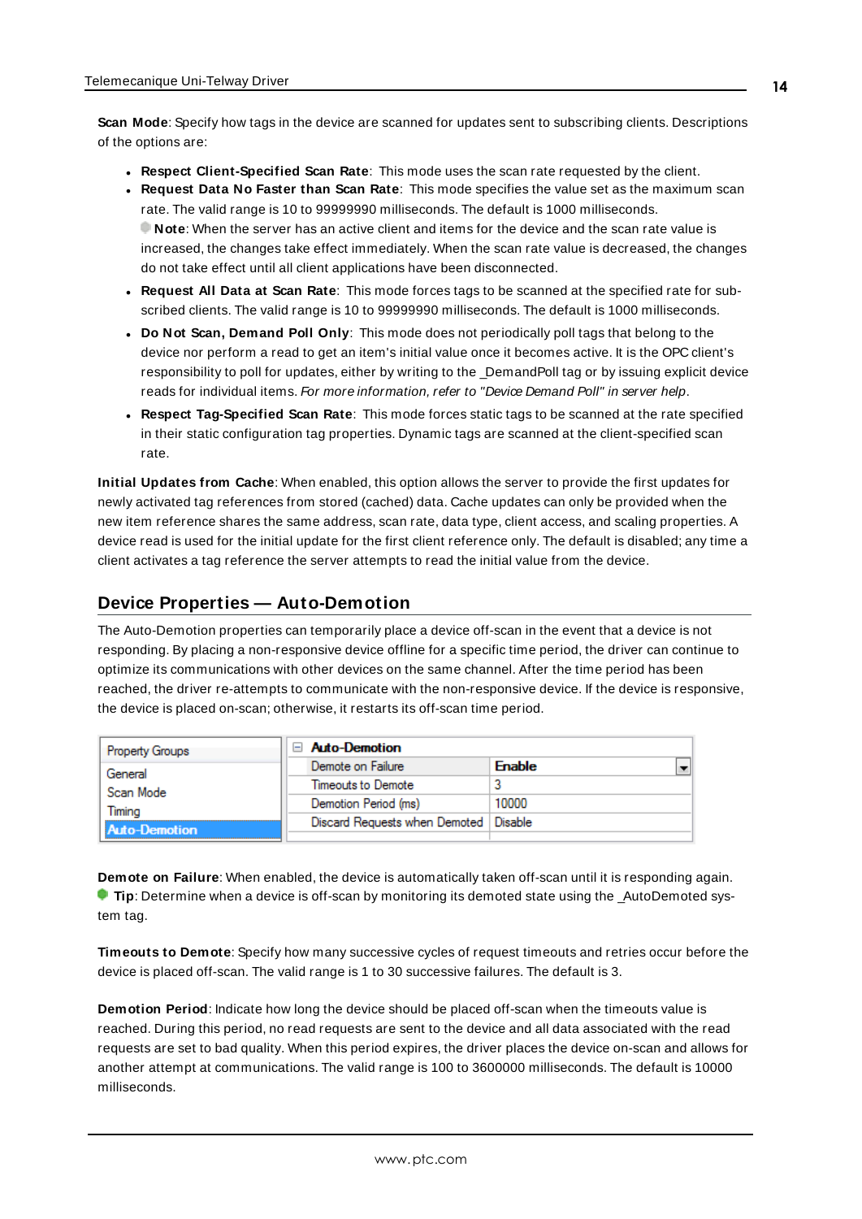**Scan Mode**: Specify how tags in the device are scanned for updates sent to subscribing clients. Descriptions of the options are:

- **Respect Client-Specified Scan Rate**: This mode uses the scan rate requested by the client.
- **Request Data No Faster than Scan Rate**: This mode specifies the value set as the maximum scan rate. The valid range is 10 to 99999990 milliseconds. The default is 1000 milliseconds.
  **Note**: When the server has an active client and items for the device and the scan rate value is increased, the changes take effect immediately. When the scan rate value is decreased, the changes do not take effect until all client applications have been disconnected.
- **Request All Data at Scan Rate**: This mode forces tags to be scanned at the specified rate for subscribed clients. The valid range is 10 to 99999990 milliseconds. The default is 1000 milliseconds.
- **Do Not Scan, Demand Poll Only**: This mode does not periodically poll tags that belong to the device nor perform a read to get an item's initial value once it becomes active. It is the OPC client's responsibility to poll for updates, either by writing to the _DemandPoll tag or by issuing explicit device reads for individual items. *For more information, refer to "Device Demand Poll" in server help*.
- **Respect Tag-Specified Scan Rate**: This mode forces static tags to be scanned at the rate specified in their static configuration tag properties. Dynamic tags are scanned at the client-specified scan rate.

**Initial Updates from Cache**: When enabled, this option allows the server to provide the first updates for newly activated tag references from stored (cached) data. Cache updates can only be provided when the new item reference shares the same address, scan rate, data type, client access, and scaling properties. A device read is used for the initial update for the first client reference only. The default is disabled; any time a client activates a tag reference the server attempts to read the initial value from the device.

## Device Properties — Auto-Demotion

The Auto-Demotion properties can temporarily place a device off-scan in the event that a device is not responding. By placing a non-responsive device offline for a specific time period, the driver can continue to optimize its communications with other devices on the same channel. After the time period has been reached, the driver re-attempts to communicate with the non-responsive device. If the device is responsive, the device is placed on-scan; otherwise, it restarts its off-scan time period.

| Property Groups | Auto-Demotion | |
|---|---|---|
| General | Demote on Failure | Enable |
| Scan Mode | Timeouts to Demote | 3 |
| Timing | Demotion Period (ms) | 10000 |
| Auto-Demotion | Discard Requests when Demoted | Disable |

**Demote on Failure**: When enabled, the device is automatically taken off-scan until it is responding again.
**Tip**: Determine when a device is off-scan by monitoring its demoted state using the _AutoDemoted system tag.

**Timeouts to Demote**: Specify how many successive cycles of request timeouts and retries occur before the device is placed off-scan. The valid range is 1 to 30 successive failures. The default is 3.

**Demotion Period**: Indicate how long the device should be placed off-scan when the timeouts value is reached. During this period, no read requests are sent to the device and all data associated with the read requests are set to bad quality. When this period expires, the driver places the device on-scan and allows for another attempt at communications. The valid range is 100 to 3600000 milliseconds. The default is 10000 milliseconds.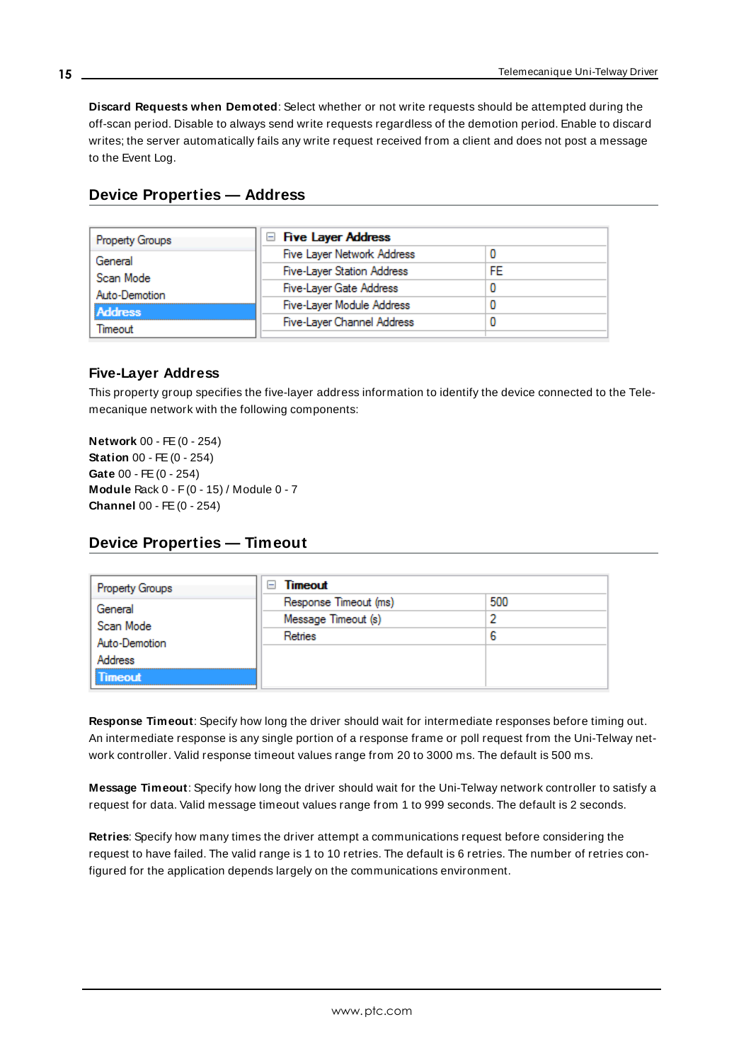**Discard Requests when Demoted**: Select whether or not write requests should be attempted during the off-scan period. Disable to always send write requests regardless of the demotion period. Enable to discard writes; the server automatically fails any write request received from a client and does not post a message to the Event Log.

## Device Properties — Address

| Property Groups | Five Layer Address | |
|---|---|---|
| General | Five Layer Network Address | 0 |
| Scan Mode | Five-Layer Station Address | FE |
| Auto-Demotion | Five-Layer Gate Address | 0 |
| **Address** | Five-Layer Module Address | 0 |
| Timeout | Five-Layer Channel Address | 0 |

### Five-Layer Address

This property group specifies the five-layer address information to identify the device connected to the Telemecanique network with the following components:

**Network** 00 - FE (0 - 254)
**Station** 00 - FE (0 - 254)
**Gate** 00 - FE (0 - 254)
**Module** Rack 0 - F (0 - 15) / Module 0 - 7
**Channel** 00 - FE (0 - 254)

## Device Properties — Timeout

| Property Groups | Timeout | |
|---|---|---|
| General | Response Timeout (ms) | 500 |
| Scan Mode | Message Timeout (s) | 2 |
| Auto-Demotion | Retries | 6 |
| Address | | |
| **Timeout** | | |

**Response Timeout**: Specify how long the driver should wait for intermediate responses before timing out. An intermediate response is any single portion of a response frame or poll request from the Uni-Telway network controller. Valid response timeout values range from 20 to 3000 ms. The default is 500 ms.

**Message Timeout**: Specify how long the driver should wait for the Uni-Telway network controller to satisfy a request for data. Valid message timeout values range from 1 to 999 seconds. The default is 2 seconds.

**Retries**: Specify how many times the driver attempt a communications request before considering the request to have failed. The valid range is 1 to 10 retries. The default is 6 retries. The number of retries configured for the application depends largely on the communications environment.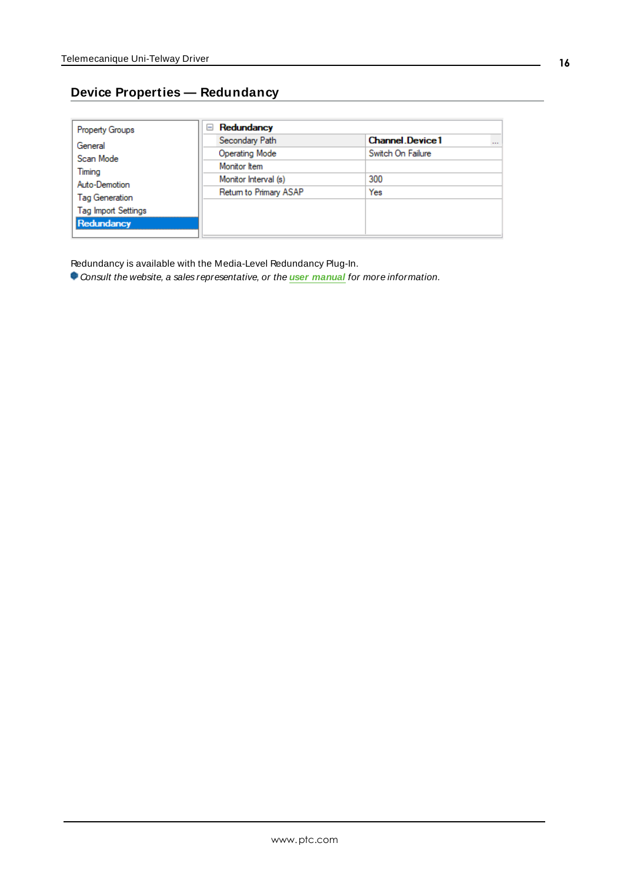## Device Properties — Redundancy

| Property Groups | Redundancy | |
|---|---|---|
| General | Secondary Path | Channel.Device1 |
| Scan Mode | Operating Mode | Switch On Failure |
| Timing | Monitor Item | |
| Auto-Demotion | Monitor Interval (s) | 300 |
| Tag Generation | Return to Primary ASAP | Yes |
| Tag Import Settings | | |
| Redundancy | | |

Redundancy is available with the Media-Level Redundancy Plug-In.

*Consult the website, a sales representative, or the* ***user manual*** *for more information.*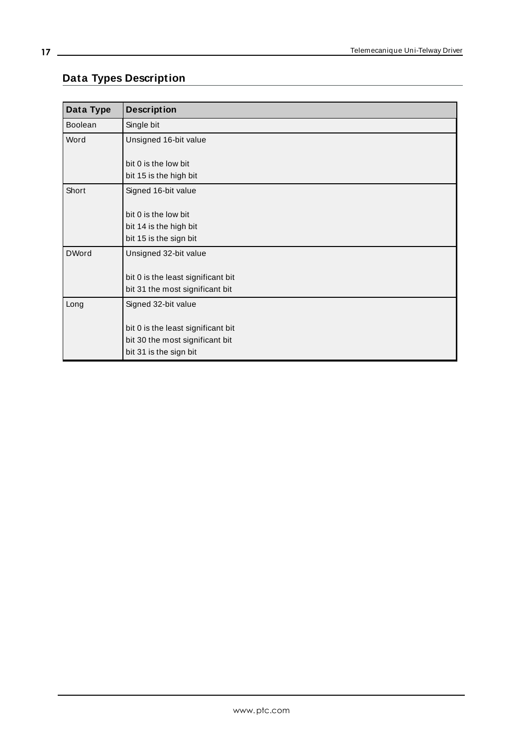## Data Types Description

| Data Type | Description |
|---|---|
| Boolean | Single bit |
| Word | Unsigned 16-bit value<br><br>bit 0 is the low bit<br>bit 15 is the high bit |
| Short | Signed 16-bit value<br><br>bit 0 is the low bit<br>bit 14 is the high bit<br>bit 15 is the sign bit |
| DWord | Unsigned 32-bit value<br><br>bit 0 is the least significant bit<br>bit 31 the most significant bit |
| Long | Signed 32-bit value<br><br>bit 0 is the least significant bit<br>bit 30 the most significant bit<br>bit 31 is the sign bit |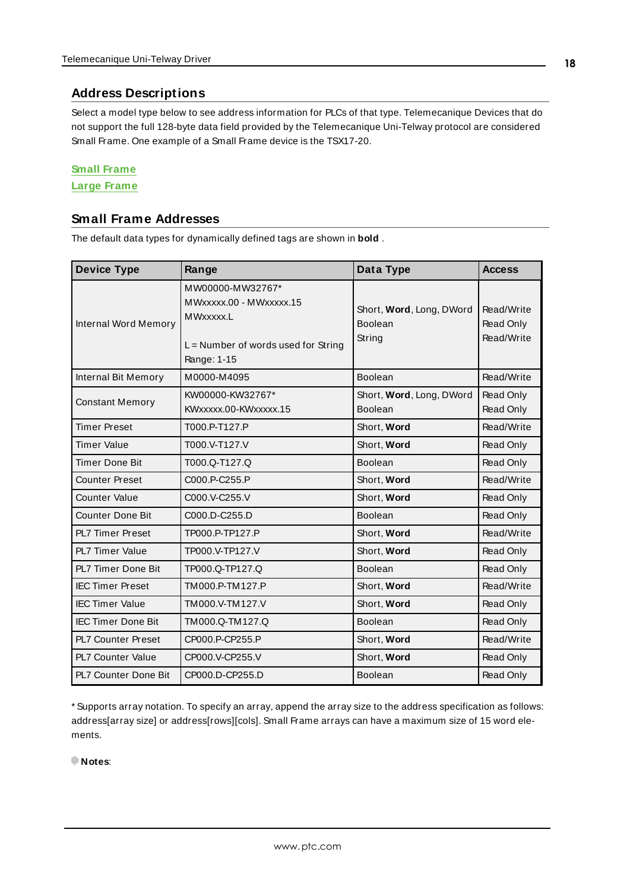## Address Descriptions

Select a model type below to see address information for PLCs of that type. Telemecanique Devices that do not support the full 128-byte data field provided by the Telemecanique Uni-Telway protocol are considered Small Frame. One example of a Small Frame device is the TSX17-20.

Small Frame
Large Frame

## Small Frame Addresses

The default data types for dynamically defined tags are shown in **bold** .

| Device Type | Range | Data Type | Access |
|---|---|---|---|
| Internal Word Memory | MW00000-MW32767*<br>MWxxxxx.00 - MWxxxxx.15<br>MWxxxxx.L<br><br>L = Number of words used for String<br>Range: 1-15 | Short, **Word**, Long, DWord<br>Boolean<br>String | Read/Write<br>Read Only<br>Read/Write |
| Internal Bit Memory | M0000-M4095 | Boolean | Read/Write |
| Constant Memory | KW00000-KW32767*<br>KWxxxxx.00-KWxxxxx.15 | Short, **Word**, Long, DWord<br>Boolean | Read Only<br>Read Only |
| Timer Preset | T000.P-T127.P | Short, **Word** | Read/Write |
| Timer Value | T000.V-T127.V | Short, **Word** | Read Only |
| Timer Done Bit | T000.Q-T127.Q | Boolean | Read Only |
| Counter Preset | C000.P-C255.P | Short, **Word** | Read/Write |
| Counter Value | C000.V-C255.V | Short, **Word** | Read Only |
| Counter Done Bit | C000.D-C255.D | Boolean | Read Only |
| PL7 Timer Preset | TP000.P-TP127.P | Short, **Word** | Read/Write |
| PL7 Timer Value | TP000.V-TP127.V | Short, **Word** | Read Only |
| PL7 Timer Done Bit | TP000.Q-TP127.Q | Boolean | Read Only |
| IEC Timer Preset | TM000.P-TM127.P | Short, **Word** | Read/Write |
| IEC Timer Value | TM000.V-TM127.V | Short, **Word** | Read Only |
| IEC Timer Done Bit | TM000.Q-TM127.Q | Boolean | Read Only |
| PL7 Counter Preset | CP000.P-CP255.P | Short, **Word** | Read/Write |
| PL7 Counter Value | CP000.V-CP255.V | Short, **Word** | Read Only |
| PL7 Counter Done Bit | CP000.D-CP255.D | Boolean | Read Only |

* Supports array notation. To specify an array, append the array size to the address specification as follows: address[array size] or address[rows][cols]. Small Frame arrays can have a maximum size of 15 word elements.

**Notes**: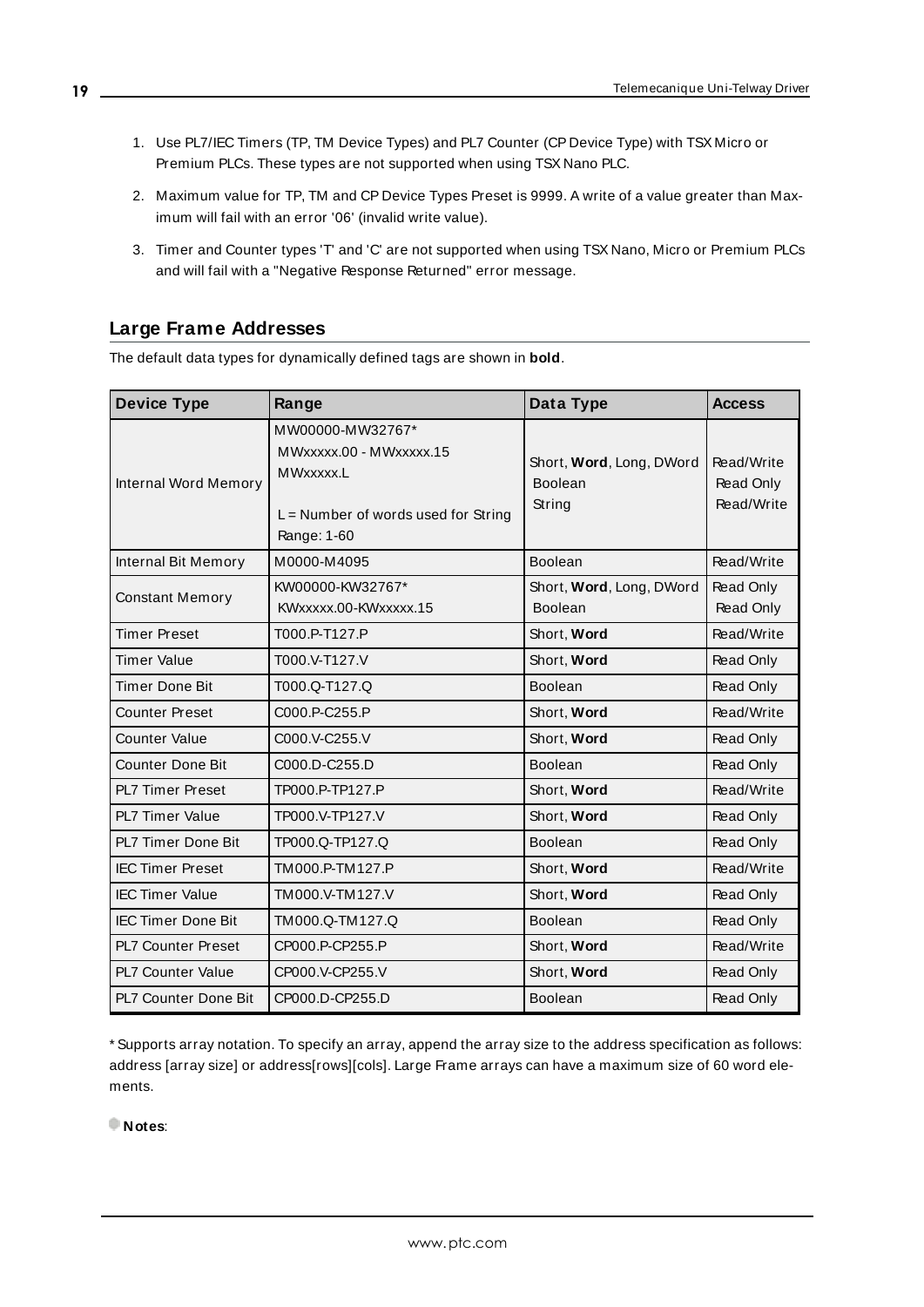1. Use PL7/IEC Timers (TP, TM Device Types) and PL7 Counter (CP Device Type) with TSX Micro or Premium PLCs. These types are not supported when using TSX Nano PLC.
2. Maximum value for TP, TM and CP Device Types Preset is 9999. A write of a value greater than Maximum will fail with an error '06' (invalid write value).
3. Timer and Counter types 'T' and 'C' are not supported when using TSX Nano, Micro or Premium PLCs and will fail with a "Negative Response Returned" error message.

## Large Frame Addresses

The default data types for dynamically defined tags are shown in **bold**.

| Device Type | Range | Data Type | Access |
|---|---|---|---|
| Internal Word Memory | MW00000-MW32767*<br>MWxxxxx.00 - MWxxxxx.15<br>MWxxxxx.L<br><br>L = Number of words used for String<br>Range: 1-60 | Short, **Word**, Long, DWord<br>Boolean<br>String | Read/Write<br>Read Only<br>Read/Write |
| Internal Bit Memory | M0000-M4095 | Boolean | Read/Write |
| Constant Memory | KW00000-KW32767*<br>KWxxxxx.00-KWxxxxx.15 | Short, **Word**, Long, DWord<br>Boolean | Read Only<br>Read Only |
| Timer Preset | T000.P-T127.P | Short, **Word** | Read/Write |
| Timer Value | T000.V-T127.V | Short, **Word** | Read Only |
| Timer Done Bit | T000.Q-T127.Q | Boolean | Read Only |
| Counter Preset | C000.P-C255.P | Short, **Word** | Read/Write |
| Counter Value | C000.V-C255.V | Short, **Word** | Read Only |
| Counter Done Bit | C000.D-C255.D | Boolean | Read Only |
| PL7 Timer Preset | TP000.P-TP127.P | Short, **Word** | Read/Write |
| PL7 Timer Value | TP000.V-TP127.V | Short, **Word** | Read Only |
| PL7 Timer Done Bit | TP000.Q-TP127.Q | Boolean | Read Only |
| IEC Timer Preset | TM000.P-TM127.P | Short, **Word** | Read/Write |
| IEC Timer Value | TM000.V-TM127.V | Short, **Word** | Read Only |
| IEC Timer Done Bit | TM000.Q-TM127.Q | Boolean | Read Only |
| PL7 Counter Preset | CP000.P-CP255.P | Short, **Word** | Read/Write |
| PL7 Counter Value | CP000.V-CP255.V | Short, **Word** | Read Only |
| PL7 Counter Done Bit | CP000.D-CP255.D | Boolean | Read Only |

* Supports array notation. To specify an array, append the array size to the address specification as follows: address [array size] or address[rows][cols]. Large Frame arrays can have a maximum size of 60 word elements.

**Notes**: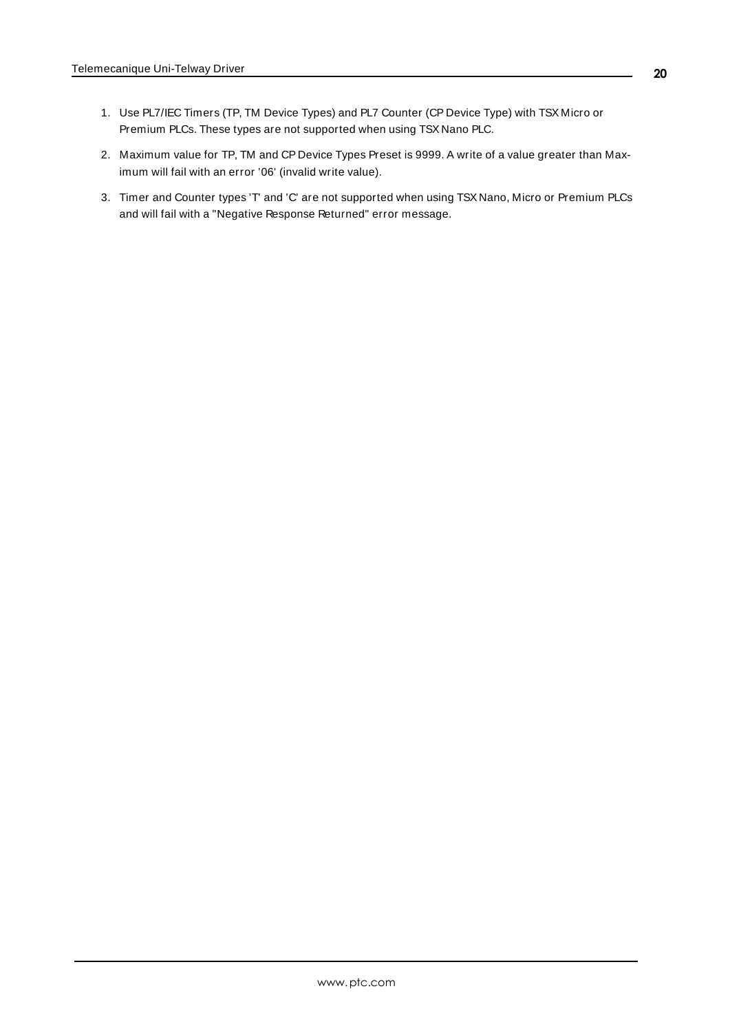1. Use PL7/IEC Timers (TP, TM Device Types) and PL7 Counter (CP Device Type) with TSX Micro or Premium PLCs. These types are not supported when using TSX Nano PLC.
2. Maximum value for TP, TM and CP Device Types Preset is 9999. A write of a value greater than Maximum will fail with an error '06' (invalid write value).
3. Timer and Counter types 'T' and 'C' are not supported when using TSX Nano, Micro or Premium PLCs and will fail with a "Negative Response Returned" error message.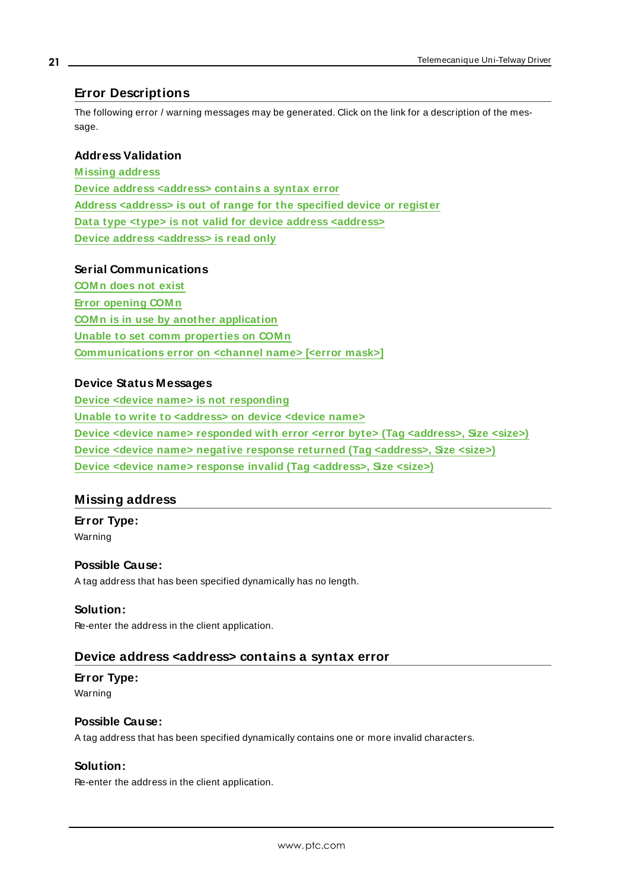## Error Descriptions

The following error / warning messages may be generated. Click on the link for a description of the message.

### Address Validation

[Missing address](#)
[Device address <address> contains a syntax error](#)
[Address <address> is out of range for the specified device or register](#)
[Data type <type> is not valid for device address <address>](#)
[Device address <address> is read only](#)

### Serial Communications

[COMn does not exist](#)
[Error opening COMn](#)
[COMn is in use by another application](#)
[Unable to set comm properties on COMn](#)
[Communications error on <channel name> [<error mask>]](#)

### Device Status Messages

[Device <device name> is not responding](#)
[Unable to write to <address> on device <device name>](#)
[Device <device name> responded with error <error byte> (Tag <address>, Size <size>)](#)
[Device <device name> negative response returned (Tag <address>, Size <size>)](#)
[Device <device name> response invalid (Tag <address>, Size <size>)](#)

## Missing address

**Error Type:**
Warning

**Possible Cause:**
A tag address that has been specified dynamically has no length.

**Solution:**
Re-enter the address in the client application.

## Device address <address> contains a syntax error

**Error Type:**
Warning

**Possible Cause:**
A tag address that has been specified dynamically contains one or more invalid characters.

**Solution:**
Re-enter the address in the client application.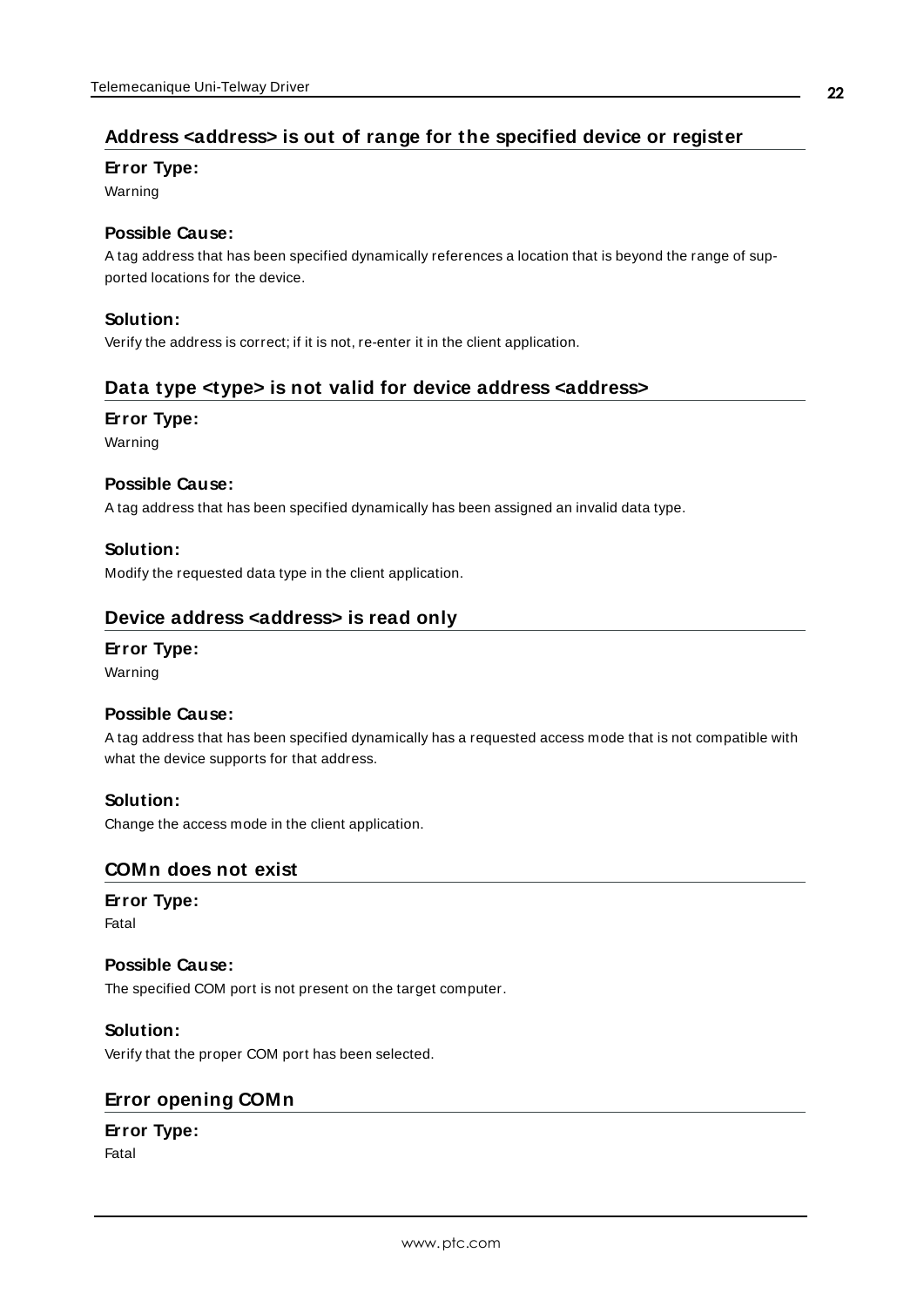## Address <address> is out of range for the specified device or register

**Error Type:**
Warning

**Possible Cause:**
A tag address that has been specified dynamically references a location that is beyond the range of supported locations for the device.

**Solution:**
Verify the address is correct; if it is not, re-enter it in the client application.

## Data type <type> is not valid for device address <address>

**Error Type:**
Warning

**Possible Cause:**
A tag address that has been specified dynamically has been assigned an invalid data type.

**Solution:**
Modify the requested data type in the client application.

## Device address <address> is read only

**Error Type:**
Warning

**Possible Cause:**
A tag address that has been specified dynamically has a requested access mode that is not compatible with what the device supports for that address.

**Solution:**
Change the access mode in the client application.

## COMn does not exist

**Error Type:**
Fatal

**Possible Cause:**
The specified COM port is not present on the target computer.

**Solution:**
Verify that the proper COM port has been selected.

## Error opening COMn

**Error Type:**
Fatal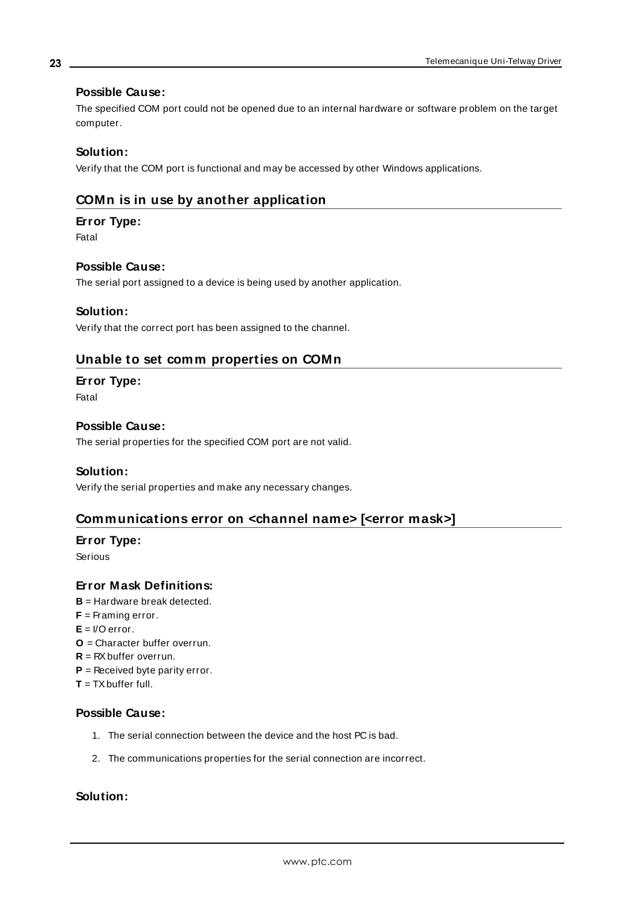#### Possible Cause:

The specified COM port could not be opened due to an internal hardware or software problem on the target computer.

#### Solution:

Verify that the COM port is functional and may be accessed by other Windows applications.

### COMn is in use by another application

#### Error Type:

Fatal

#### Possible Cause:

The serial port assigned to a device is being used by another application.

#### Solution:

Verify that the correct port has been assigned to the channel.

### Unable to set comm properties on COMn

#### Error Type:

Fatal

#### Possible Cause:

The serial properties for the specified COM port are not valid.

#### Solution:

Verify the serial properties and make any necessary changes.

### Communications error on <channel name> [<error mask>]

#### Error Type:

Serious

#### Error Mask Definitions:

**B** = Hardware break detected.
**F** = Framing error.
**E** = I/O error.
**O** = Character buffer overrun.
**R** = RX buffer overrun.
**P** = Received byte parity error.
**T** = TX buffer full.

#### Possible Cause:

1. The serial connection between the device and the host PC is bad.
2. The communications properties for the serial connection are incorrect.

#### Solution: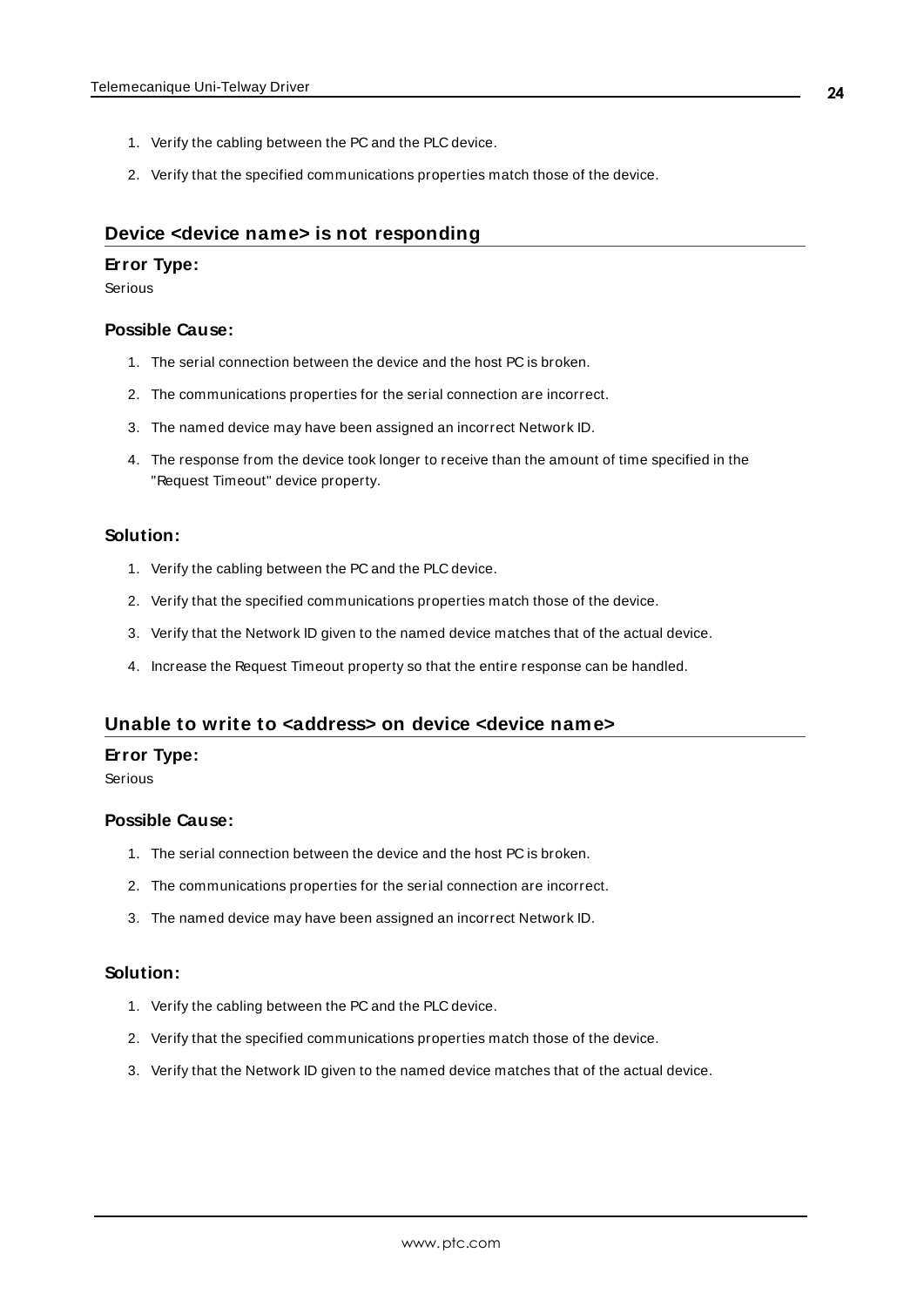1. Verify the cabling between the PC and the PLC device.
2. Verify that the specified communications properties match those of the device.

## Device <device name> is not responding

### Error Type:

Serious

### Possible Cause:

1. The serial connection between the device and the host PC is broken.
2. The communications properties for the serial connection are incorrect.
3. The named device may have been assigned an incorrect Network ID.
4. The response from the device took longer to receive than the amount of time specified in the "Request Timeout" device property.

### Solution:

1. Verify the cabling between the PC and the PLC device.
2. Verify that the specified communications properties match those of the device.
3. Verify that the Network ID given to the named device matches that of the actual device.
4. Increase the Request Timeout property so that the entire response can be handled.

## Unable to write to <address> on device <device name>

### Error Type:

Serious

### Possible Cause:

1. The serial connection between the device and the host PC is broken.
2. The communications properties for the serial connection are incorrect.
3. The named device may have been assigned an incorrect Network ID.

### Solution:

1. Verify the cabling between the PC and the PLC device.
2. Verify that the specified communications properties match those of the device.
3. Verify that the Network ID given to the named device matches that of the actual device.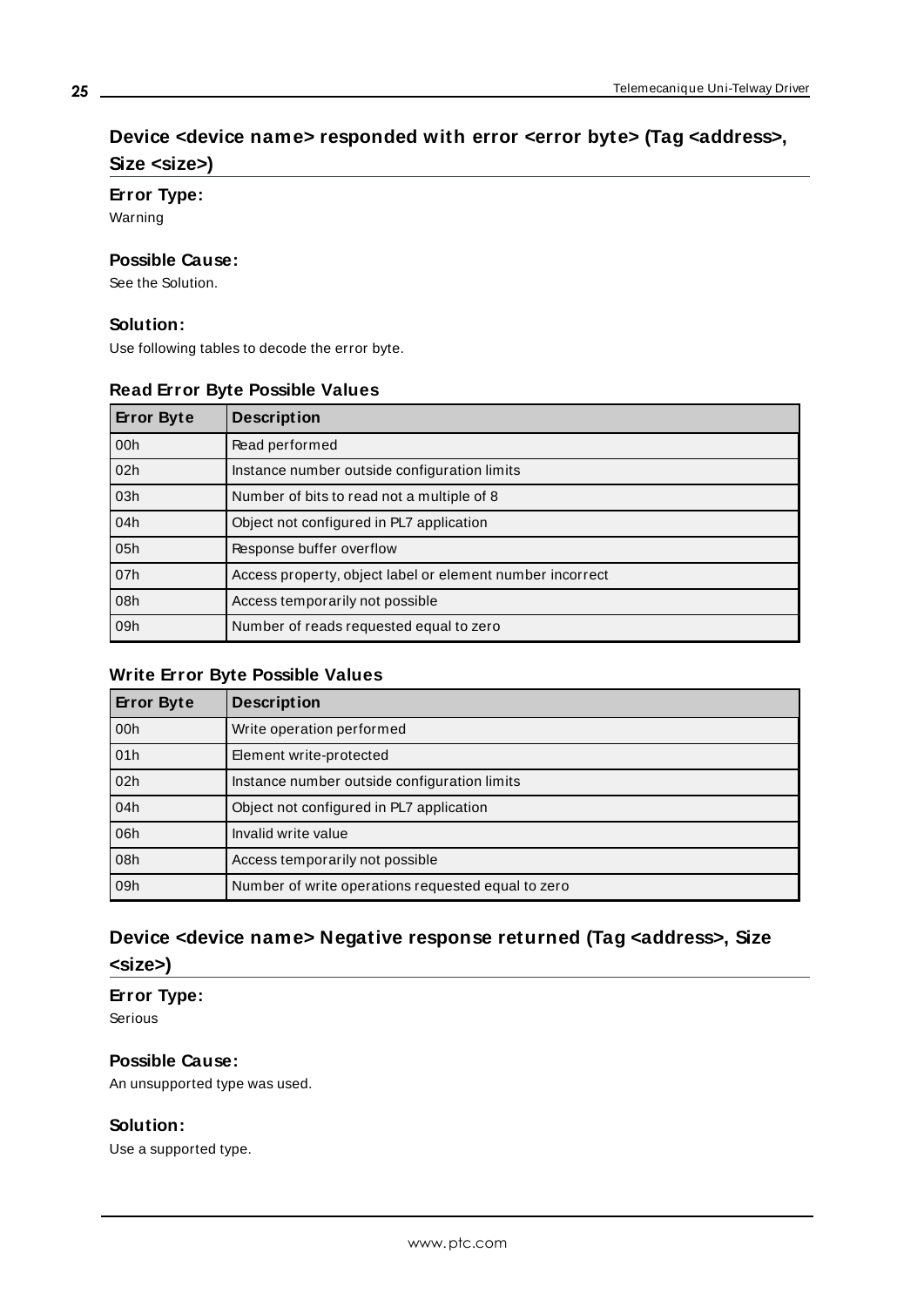## Device <device name> responded with error <error byte> (Tag <address>, Size <size>)

### Error Type:

Warning

### Possible Cause:

See the Solution.

### Solution:

Use following tables to decode the error byte.

#### Read Error Byte Possible Values

| Error Byte | Description |
| --- | --- |
| 00h | Read performed |
| 02h | Instance number outside configuration limits |
| 03h | Number of bits to read not a multiple of 8 |
| 04h | Object not configured in PL7 application |
| 05h | Response buffer overflow |
| 07h | Access property, object label or element number incorrect |
| 08h | Access temporarily not possible |
| 09h | Number of reads requested equal to zero |

#### Write Error Byte Possible Values

| Error Byte | Description |
| --- | --- |
| 00h | Write operation performed |
| 01h | Element write-protected |
| 02h | Instance number outside configuration limits |
| 04h | Object not configured in PL7 application |
| 06h | Invalid write value |
| 08h | Access temporarily not possible |
| 09h | Number of write operations requested equal to zero |

## Device <device name> Negative response returned (Tag <address>, Size <size>)

### Error Type:

Serious

### Possible Cause:

An unsupported type was used.

### Solution:

Use a supported type.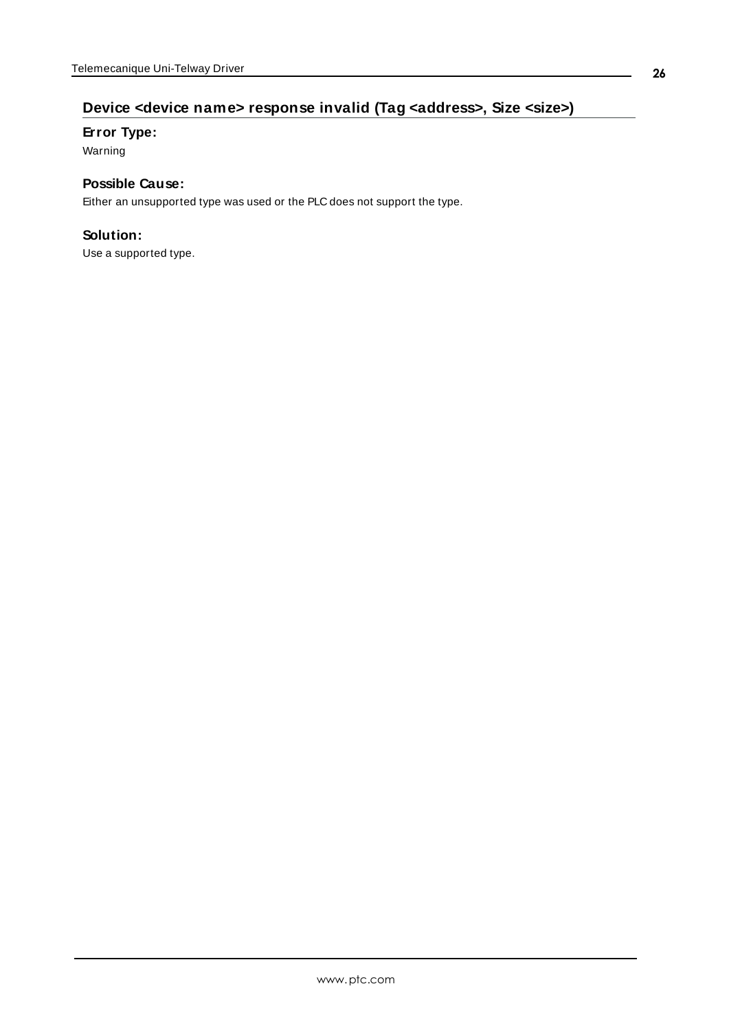## Device <device name> response invalid (Tag <address>, Size <size>)

### Error Type:

Warning

### Possible Cause:

Either an unsupported type was used or the PLC does not support the type.

### Solution:

Use a supported type.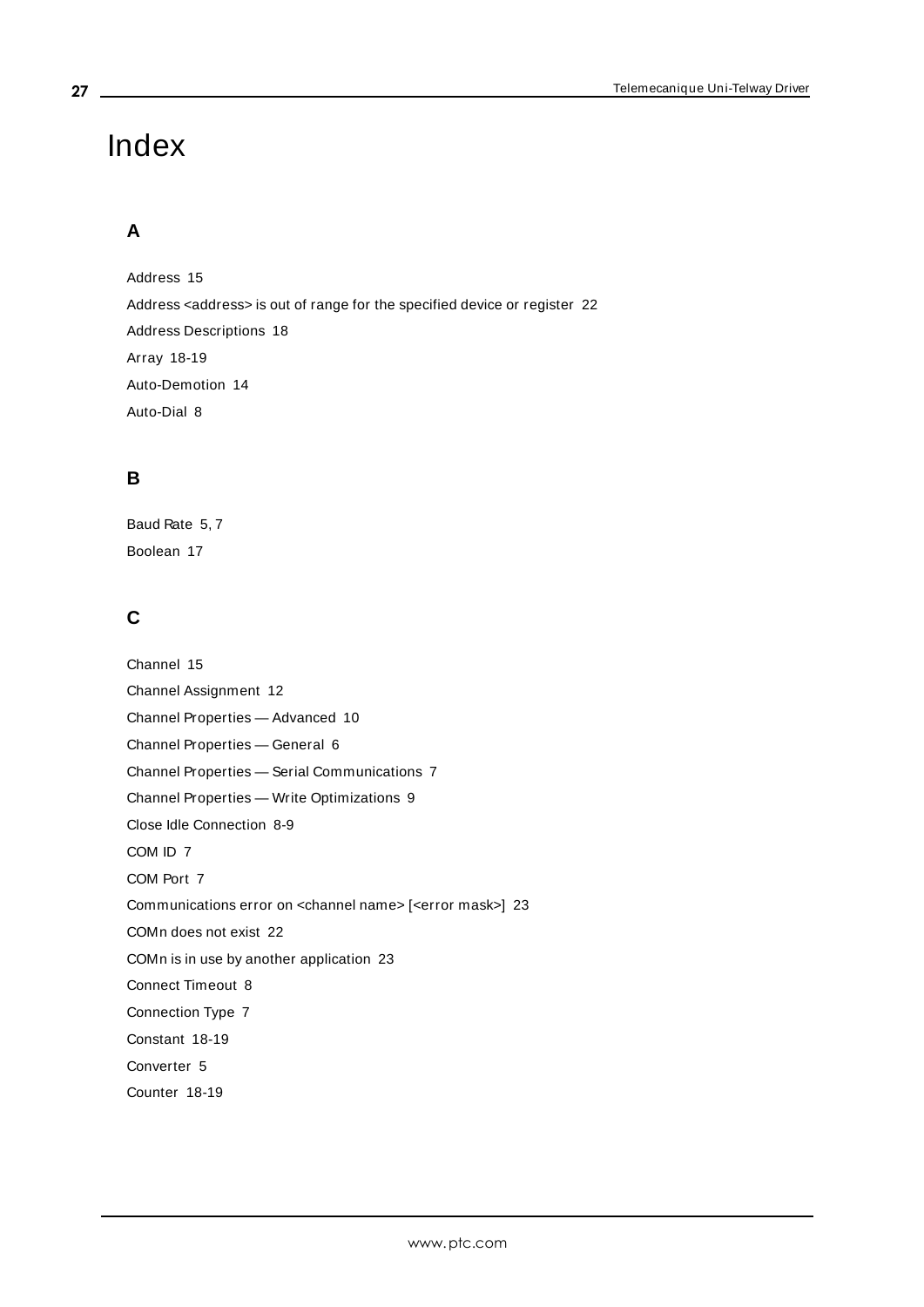# Index

## A

Address 15

Address <address> is out of range for the specified device or register 22

Address Descriptions 18

Array 18-19

Auto-Demotion 14

Auto-Dial 8

## B

Baud Rate 5, 7

Boolean 17

## C

Channel 15

Channel Assignment 12

Channel Properties — Advanced 10

Channel Properties — General 6

Channel Properties — Serial Communications 7

Channel Properties — Write Optimizations 9

Close Idle Connection 8-9

COM ID 7

COM Port 7

Communications error on <channel name> [<error mask>] 23

COMn does not exist 22

COMn is in use by another application 23

Connect Timeout 8

Connection Type 7

Constant 18-19

Converter 5

Counter 18-19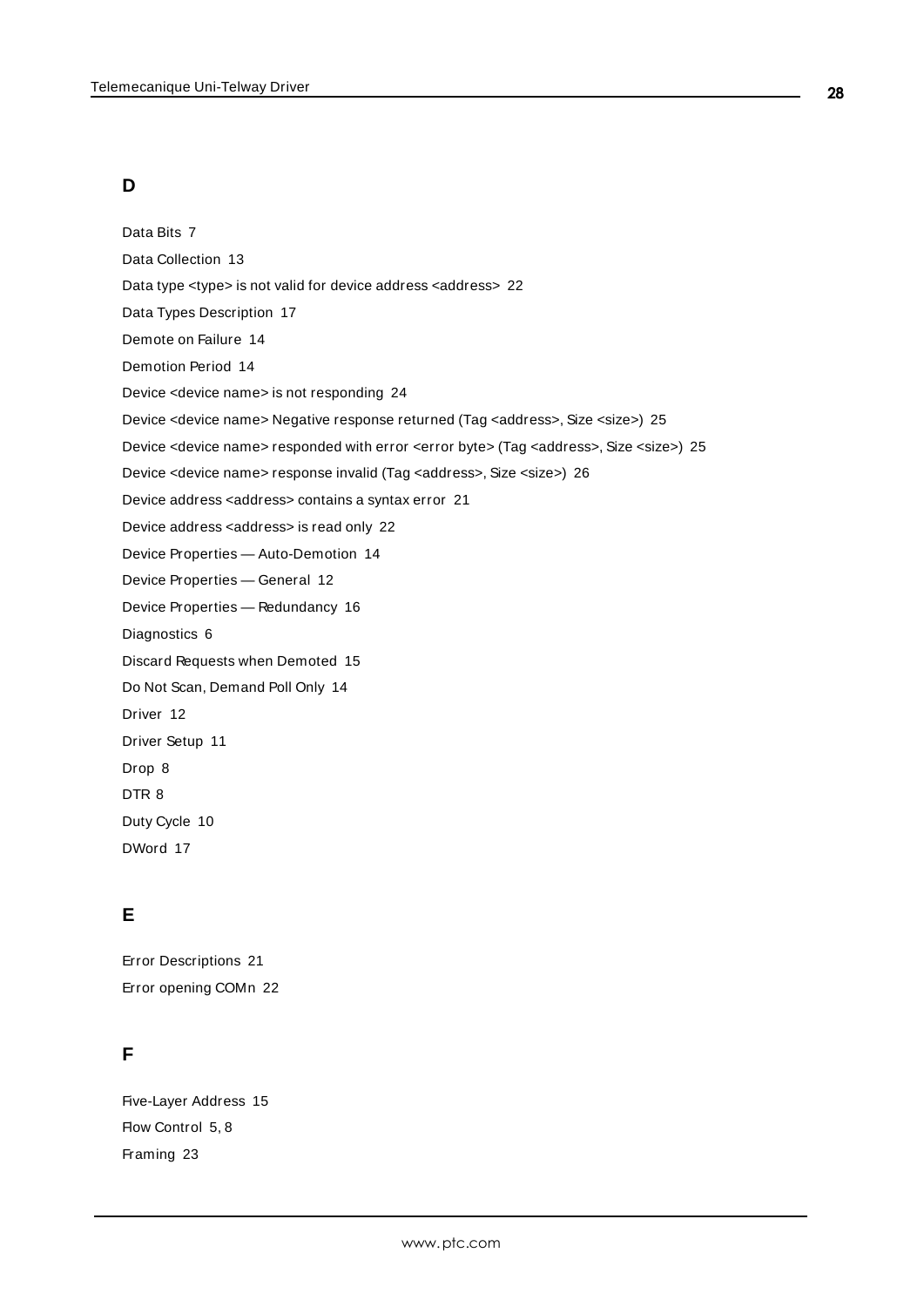## D

Data Bits 7

Data Collection 13

Data type <type> is not valid for device address <address> 22

Data Types Description 17

Demote on Failure 14

Demotion Period 14

Device <device name> is not responding 24

Device <device name> Negative response returned (Tag <address>, Size <size>) 25

Device <device name> responded with error <error byte> (Tag <address>, Size <size>) 25

Device <device name> response invalid (Tag <address>, Size <size>) 26

Device address <address> contains a syntax error 21

Device address <address> is read only 22

Device Properties — Auto-Demotion 14

Device Properties — General 12

Device Properties — Redundancy 16

Diagnostics 6

Discard Requests when Demoted 15

Do Not Scan, Demand Poll Only 14

Driver 12

Driver Setup 11

Drop 8

DTR 8

Duty Cycle 10

DWord 17

## E

Error Descriptions 21

Error opening COMn 22

## F

Five-Layer Address 15

Flow Control 5, 8

Framing 23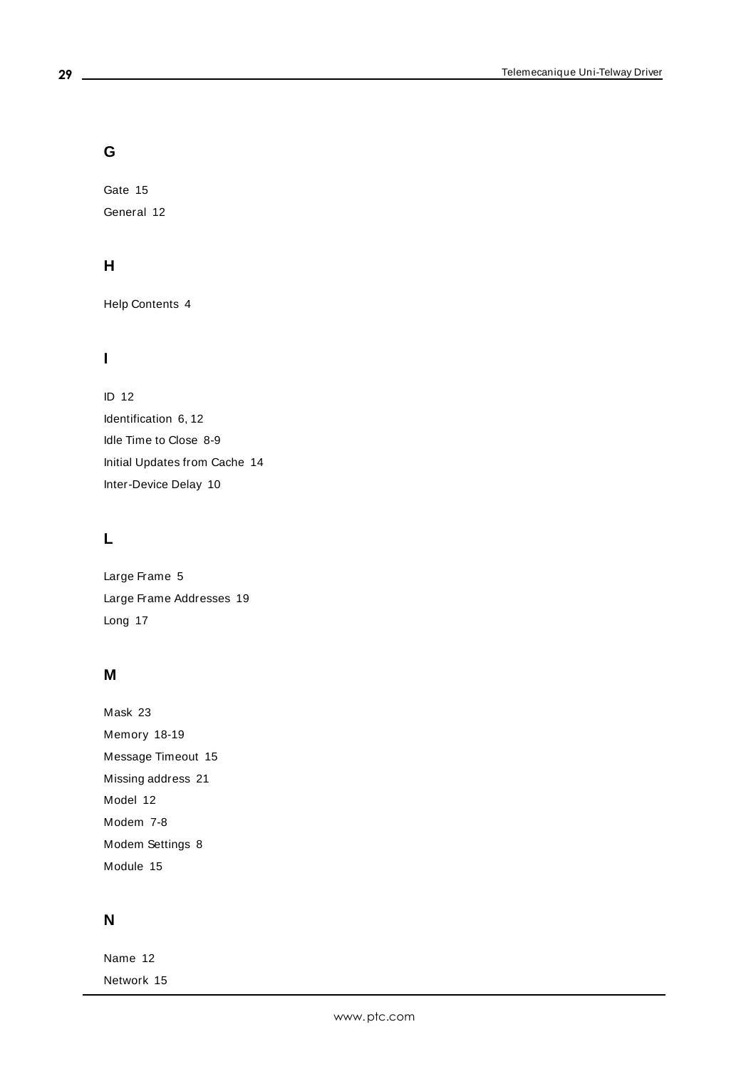## G

Gate 15

General 12

## H

Help Contents 4

## I

ID 12

Identification 6, 12

Idle Time to Close 8-9

Initial Updates from Cache 14

Inter-Device Delay 10

## L

Large Frame 5

Large Frame Addresses 19

Long 17

## M

Mask 23

Memory 18-19

Message Timeout 15

Missing address 21

Model 12

Modem 7-8

Modem Settings 8

Module 15

## N

Name 12

Network 15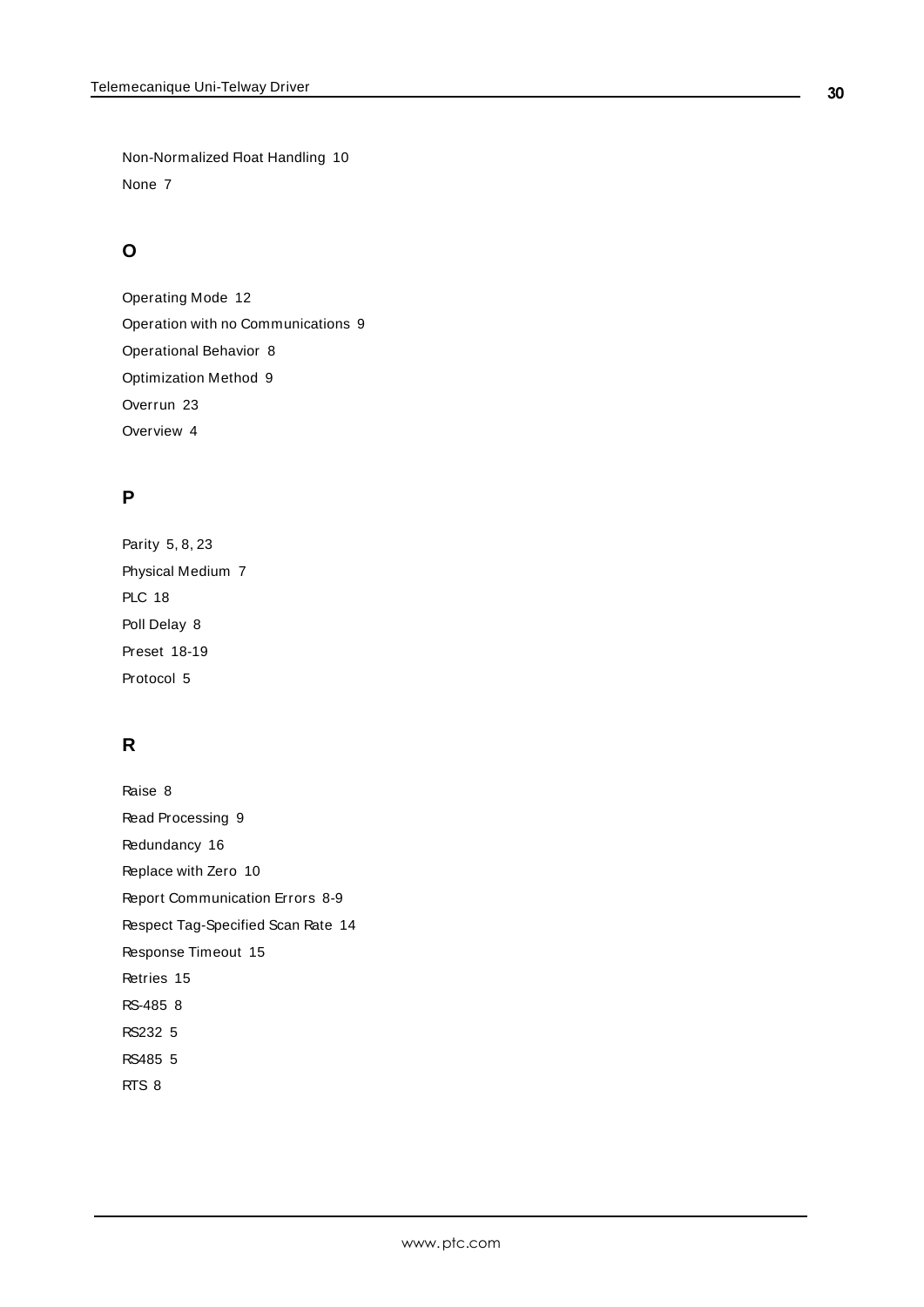Non-Normalized Float Handling 10

None 7

## O

Operating Mode 12

Operation with no Communications 9

Operational Behavior 8

Optimization Method 9

Overrun 23

Overview 4

## P

Parity 5, 8, 23

Physical Medium 7

PLC 18

Poll Delay 8

Preset 18-19

Protocol 5

## R

Raise 8

Read Processing 9

Redundancy 16

Replace with Zero 10

Report Communication Errors 8-9

Respect Tag-Specified Scan Rate 14

Response Timeout 15

Retries 15

RS-485 8

RS232 5

RS485 5

RTS 8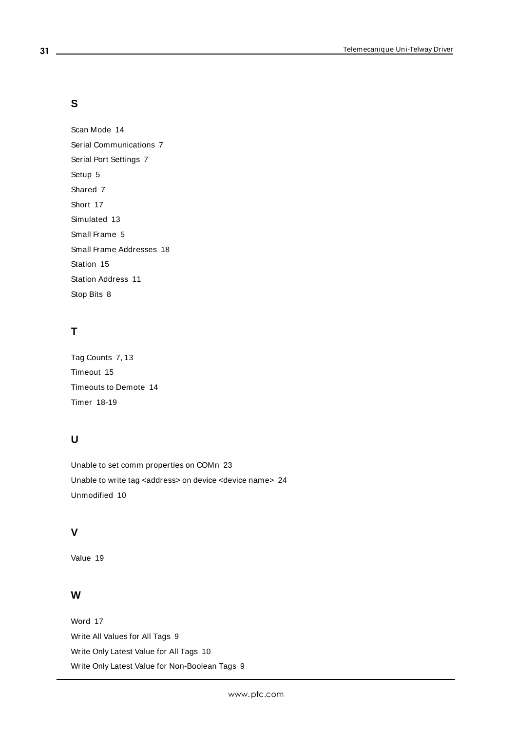## S

Scan Mode 14

Serial Communications 7

Serial Port Settings 7

Setup 5

Shared 7

Short 17

Simulated 13

Small Frame 5

Small Frame Addresses 18

Station 15

Station Address 11

Stop Bits 8

## T

Tag Counts 7, 13

Timeout 15

Timeouts to Demote 14

Timer 18-19

## U

Unable to set comm properties on COMn 23

Unable to write tag <address> on device <device name> 24

Unmodified 10

## V

Value 19

## W

Word 17

Write All Values for All Tags 9

Write Only Latest Value for All Tags 10

Write Only Latest Value for Non-Boolean Tags 9